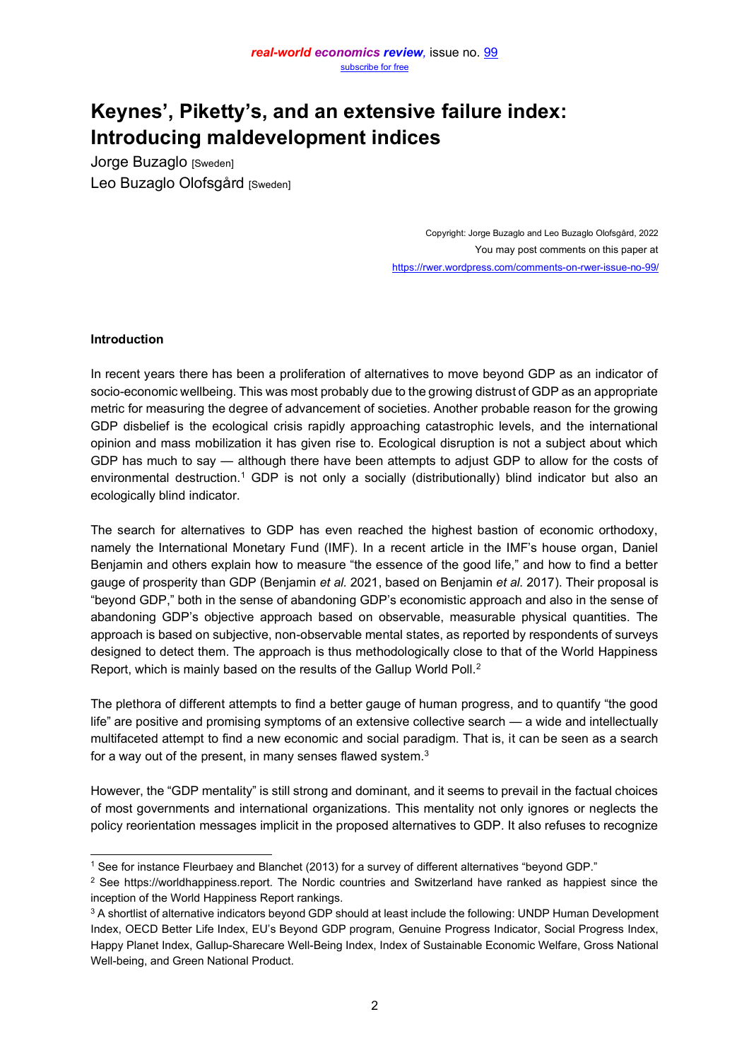# Keynes', Piketty's, and an extensive failure index: Introducing maldevelopment indices

Jorge Buzaglo [Sweden]
Leo Buzaglo Olofsgård [Sweden]

Copyright: Jorge Buzaglo and Leo Buzaglo Olofsgård, 2022
You may post comments on this paper at
https://rwer.wordpress.com/comments-on-rwer-issue-no-99/

**Introduction**

In recent years there has been a proliferation of alternatives to move beyond GDP as an indicator of socio-economic wellbeing. This was most probably due to the growing distrust of GDP as an appropriate metric for measuring the degree of advancement of societies. Another probable reason for the growing GDP disbelief is the ecological crisis rapidly approaching catastrophic levels, and the international opinion and mass mobilization it has given rise to. Ecological disruption is not a subject about which GDP has much to say — although there have been attempts to adjust GDP to allow for the costs of environmental destruction.[1] GDP is not only a socially (distributionally) blind indicator but also an ecologically blind indicator.

The search for alternatives to GDP has even reached the highest bastion of economic orthodoxy, namely the International Monetary Fund (IMF). In a recent article in the IMF's house organ, Daniel Benjamin and others explain how to measure "the essence of the good life," and how to find a better gauge of prosperity than GDP (Benjamin *et al.* 2021, based on Benjamin *et al.* 2017). Their proposal is "beyond GDP," both in the sense of abandoning GDP's economistic approach and also in the sense of abandoning GDP's objective approach based on observable, measurable physical quantities. The approach is based on subjective, non-observable mental states, as reported by respondents of surveys designed to detect them. The approach is thus methodologically close to that of the World Happiness Report, which is mainly based on the results of the Gallup World Poll.[2]

The plethora of different attempts to find a better gauge of human progress, and to quantify "the good life" are positive and promising symptoms of an extensive collective search — a wide and intellectually multifaceted attempt to find a new economic and social paradigm. That is, it can be seen as a search for a way out of the present, in many senses flawed system.[3]

However, the "GDP mentality" is still strong and dominant, and it seems to prevail in the factual choices of most governments and international organizations. This mentality not only ignores or neglects the policy reorientation messages implicit in the proposed alternatives to GDP. It also refuses to recognize

---

[1] See for instance Fleurbaey and Blanchet (2013) for a survey of different alternatives "beyond GDP."

[2] See https://worldhappiness.report. The Nordic countries and Switzerland have ranked as happiest since the inception of the World Happiness Report rankings.

[3] A shortlist of alternative indicators beyond GDP should at least include the following: UNDP Human Development Index, OECD Better Life Index, EU's Beyond GDP program, Genuine Progress Indicator, Social Progress Index, Happy Planet Index, Gallup-Sharecare Well-Being Index, Index of Sustainable Economic Welfare, Gross National Well-being, and Green National Product.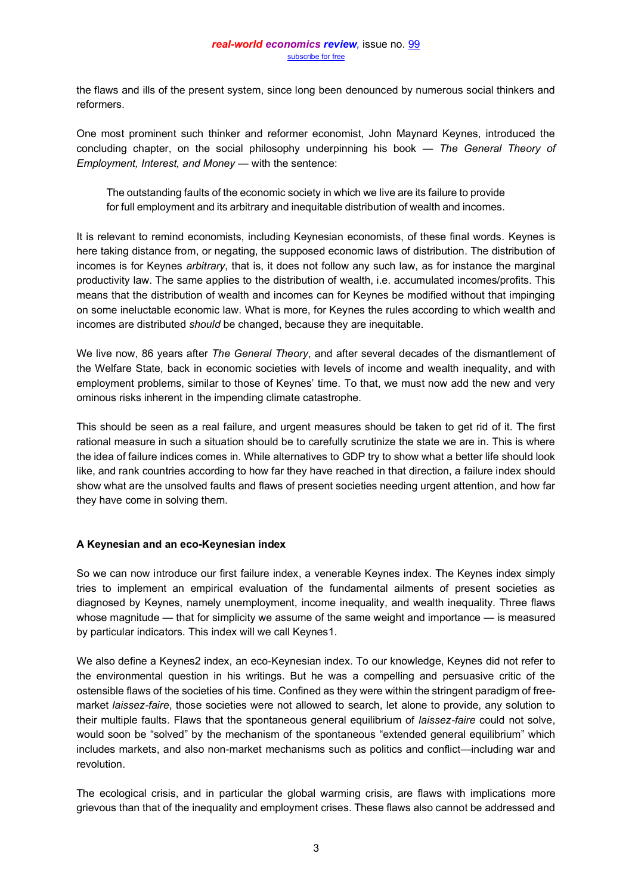the flaws and ills of the present system, since long been denounced by numerous social thinkers and reformers.

One most prominent such thinker and reformer economist, John Maynard Keynes, introduced the concluding chapter, on the social philosophy underpinning his book — *The General Theory of Employment, Interest, and Money* — with the sentence:

> The outstanding faults of the economic society in which we live are its failure to provide for full employment and its arbitrary and inequitable distribution of wealth and incomes.

It is relevant to remind economists, including Keynesian economists, of these final words. Keynes is here taking distance from, or negating, the supposed economic laws of distribution. The distribution of incomes is for Keynes *arbitrary*, that is, it does not follow any such law, as for instance the marginal productivity law. The same applies to the distribution of wealth, i.e. accumulated incomes/profits. This means that the distribution of wealth and incomes can for Keynes be modified without that impinging on some ineluctable economic law. What is more, for Keynes the rules according to which wealth and incomes are distributed *should* be changed, because they are inequitable.

We live now, 86 years after *The General Theory*, and after several decades of the dismantlement of the Welfare State, back in economic societies with levels of income and wealth inequality, and with employment problems, similar to those of Keynes' time. To that, we must now add the new and very ominous risks inherent in the impending climate catastrophe.

This should be seen as a real failure, and urgent measures should be taken to get rid of it. The first rational measure in such a situation should be to carefully scrutinize the state we are in. This is where the idea of failure indices comes in. While alternatives to GDP try to show what a better life should look like, and rank countries according to how far they have reached in that direction, a failure index should show what are the unsolved faults and flaws of present societies needing urgent attention, and how far they have come in solving them.

### A Keynesian and an eco-Keynesian index

So we can now introduce our first failure index, a venerable Keynes index. The Keynes index simply tries to implement an empirical evaluation of the fundamental ailments of present societies as diagnosed by Keynes, namely unemployment, income inequality, and wealth inequality. Three flaws whose magnitude — that for simplicity we assume of the same weight and importance — is measured by particular indicators. This index will we call Keynes1.

We also define a Keynes2 index, an eco-Keynesian index. To our knowledge, Keynes did not refer to the environmental question in his writings. But he was a compelling and persuasive critic of the ostensible flaws of the societies of his time. Confined as they were within the stringent paradigm of free-market *laissez-faire*, those societies were not allowed to search, let alone to provide, any solution to their multiple faults. Flaws that the spontaneous general equilibrium of *laissez-faire* could not solve, would soon be "solved" by the mechanism of the spontaneous "extended general equilibrium" which includes markets, and also non-market mechanisms such as politics and conflict—including war and revolution.

The ecological crisis, and in particular the global warming crisis, are flaws with implications more grievous than that of the inequality and employment crises. These flaws also cannot be addressed and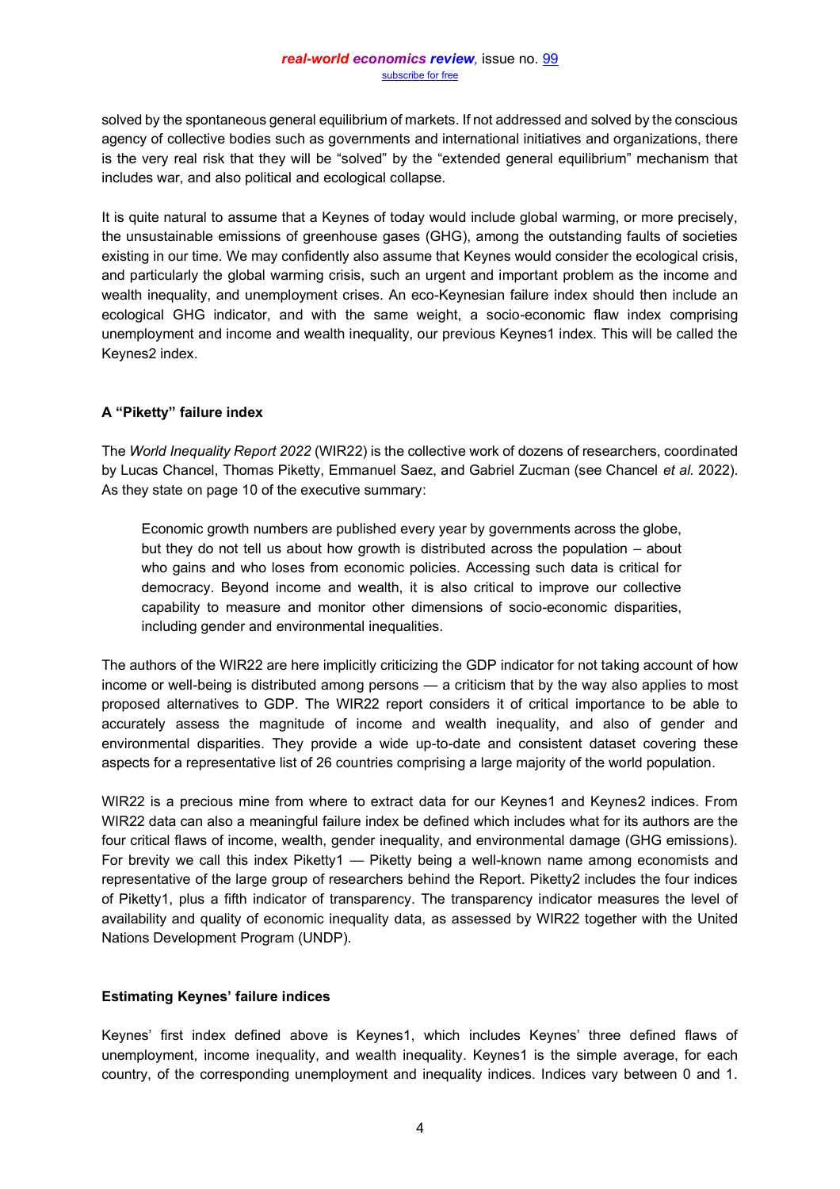solved by the spontaneous general equilibrium of markets. If not addressed and solved by the conscious agency of collective bodies such as governments and international initiatives and organizations, there is the very real risk that they will be "solved" by the "extended general equilibrium" mechanism that includes war, and also political and ecological collapse.

It is quite natural to assume that a Keynes of today would include global warming, or more precisely, the unsustainable emissions of greenhouse gases (GHG), among the outstanding faults of societies existing in our time. We may confidently also assume that Keynes would consider the ecological crisis, and particularly the global warming crisis, such an urgent and important problem as the income and wealth inequality, and unemployment crises. An eco-Keynesian failure index should then include an ecological GHG indicator, and with the same weight, a socio-economic flaw index comprising unemployment and income and wealth inequality, our previous Keynes1 index. This will be called the Keynes2 index.

### A "Piketty" failure index

The *World Inequality Report 2022* (WIR22) is the collective work of dozens of researchers, coordinated by Lucas Chancel, Thomas Piketty, Emmanuel Saez, and Gabriel Zucman (see Chancel *et al.* 2022). As they state on page 10 of the executive summary:

> Economic growth numbers are published every year by governments across the globe, but they do not tell us about how growth is distributed across the population – about who gains and who loses from economic policies. Accessing such data is critical for democracy. Beyond income and wealth, it is also critical to improve our collective capability to measure and monitor other dimensions of socio-economic disparities, including gender and environmental inequalities.

The authors of the WIR22 are here implicitly criticizing the GDP indicator for not taking account of how income or well-being is distributed among persons — a criticism that by the way also applies to most proposed alternatives to GDP. The WIR22 report considers it of critical importance to be able to accurately assess the magnitude of income and wealth inequality, and also of gender and environmental disparities. They provide a wide up-to-date and consistent dataset covering these aspects for a representative list of 26 countries comprising a large majority of the world population.

WIR22 is a precious mine from where to extract data for our Keynes1 and Keynes2 indices. From WIR22 data can also a meaningful failure index be defined which includes what for its authors are the four critical flaws of income, wealth, gender inequality, and environmental damage (GHG emissions). For brevity we call this index Piketty1 — Piketty being a well-known name among economists and representative of the large group of researchers behind the Report. Piketty2 includes the four indices of Piketty1, plus a fifth indicator of transparency. The transparency indicator measures the level of availability and quality of economic inequality data, as assessed by WIR22 together with the United Nations Development Program (UNDP).

### Estimating Keynes' failure indices

Keynes' first index defined above is Keynes1, which includes Keynes' three defined flaws of unemployment, income inequality, and wealth inequality. Keynes1 is the simple average, for each country, of the corresponding unemployment and inequality indices. Indices vary between 0 and 1.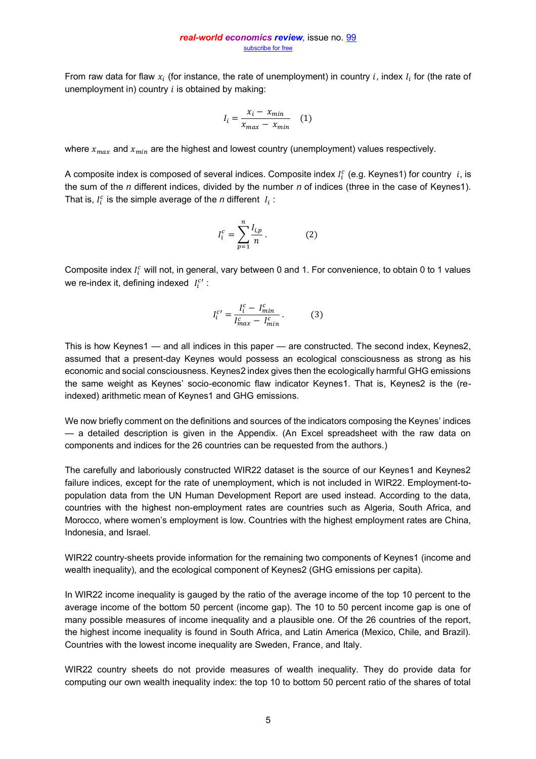From raw data for flaw $x_i$ (for instance, the rate of unemployment) in country $i$, index $I_i$ for (the rate of unemployment in) country $i$ is obtained by making:

$$I_i = \frac{x_i - x_{min}}{x_{max} - x_{min}} \quad (1)$$

where $x_{max}$ and $x_{min}$ are the highest and lowest country (unemployment) values respectively.

A composite index is composed of several indices. Composite index $I_i^c$ (e.g. Keynes1) for country $i$, is the sum of the $n$ different indices, divided by the number $n$ of indices (three in the case of Keynes1). That is, $I_i^c$ is the simple average of the $n$ different $I_i$ :

$$I_i^c = \sum_{p=1}^{n} \frac{I_{i,p}}{n}. \qquad (2)$$

Composite index $I_i^c$ will not, in general, vary between 0 and 1. For convenience, to obtain 0 to 1 values we re-index it, defining indexed $I_i^{c\prime}$ :

$$I_i^{c\prime} = \frac{I_i^c - I_{min}^c}{I_{max}^c - I_{min}^c}. \qquad (3)$$

This is how Keynes1 — and all indices in this paper — are constructed. The second index, Keynes2, assumed that a present-day Keynes would possess an ecological consciousness as strong as his economic and social consciousness. Keynes2 index gives then the ecologically harmful GHG emissions the same weight as Keynes' socio-economic flaw indicator Keynes1. That is, Keynes2 is the (re-indexed) arithmetic mean of Keynes1 and GHG emissions.

We now briefly comment on the definitions and sources of the indicators composing the Keynes' indices — a detailed description is given in the Appendix. (An Excel spreadsheet with the raw data on components and indices for the 26 countries can be requested from the authors.)

The carefully and laboriously constructed WIR22 dataset is the source of our Keynes1 and Keynes2 failure indices, except for the rate of unemployment, which is not included in WIR22. Employment-to-population data from the UN Human Development Report are used instead. According to the data, countries with the highest non-employment rates are countries such as Algeria, South Africa, and Morocco, where women's employment is low. Countries with the highest employment rates are China, Indonesia, and Israel.

WIR22 country-sheets provide information for the remaining two components of Keynes1 (income and wealth inequality), and the ecological component of Keynes2 (GHG emissions per capita).

In WIR22 income inequality is gauged by the ratio of the average income of the top 10 percent to the average income of the bottom 50 percent (income gap). The 10 to 50 percent income gap is one of many possible measures of income inequality and a plausible one. Of the 26 countries of the report, the highest income inequality is found in South Africa, and Latin America (Mexico, Chile, and Brazil). Countries with the lowest income inequality are Sweden, France, and Italy.

WIR22 country sheets do not provide measures of wealth inequality. They do provide data for computing our own wealth inequality index: the top 10 to bottom 50 percent ratio of the shares of total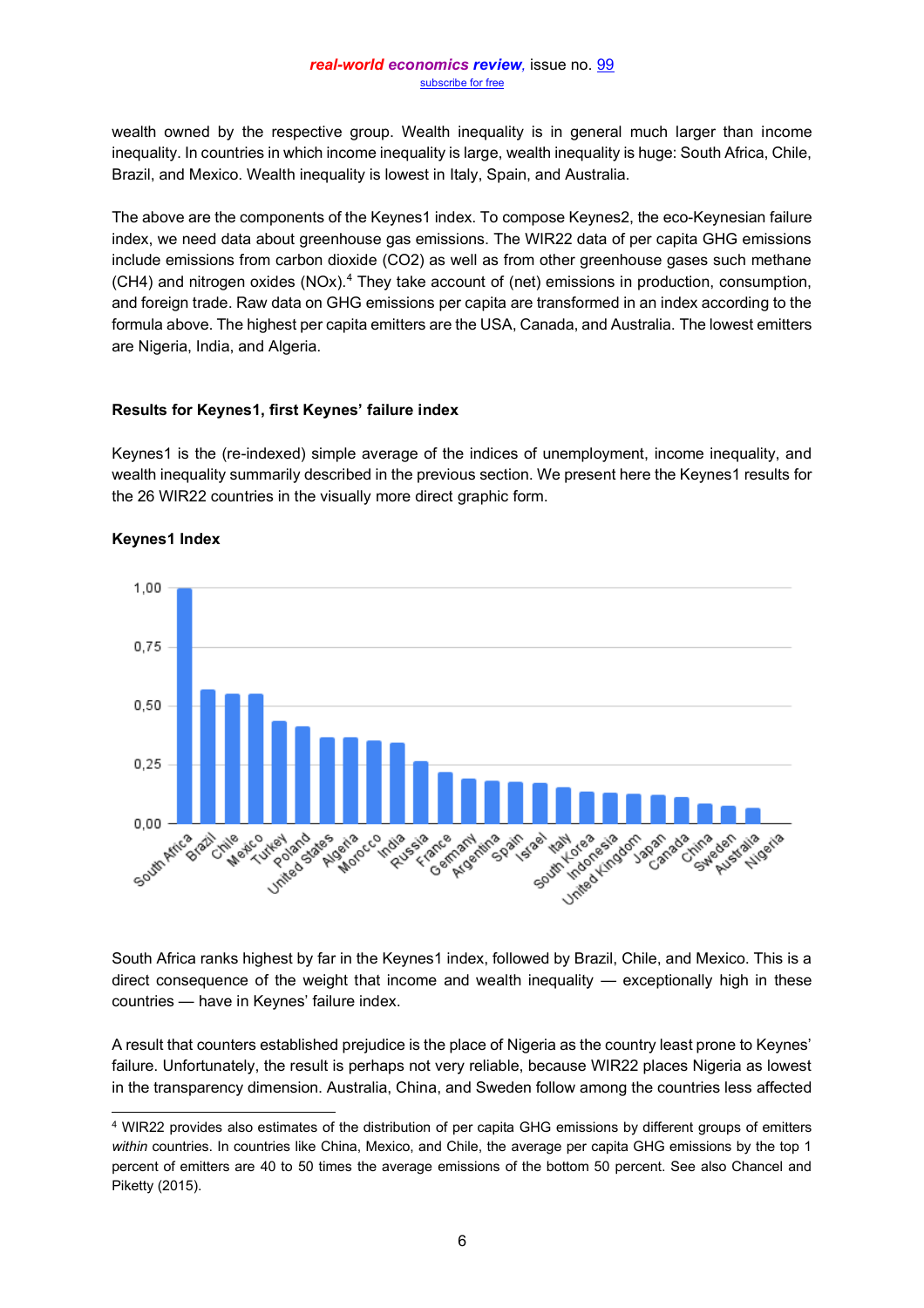wealth owned by the respective group. Wealth inequality is in general much larger than income inequality. In countries in which income inequality is large, wealth inequality is huge: South Africa, Chile, Brazil, and Mexico. Wealth inequality is lowest in Italy, Spain, and Australia.

The above are the components of the Keynes1 index. To compose Keynes2, the eco-Keynesian failure index, we need data about greenhouse gas emissions. The WIR22 data of per capita GHG emissions include emissions from carbon dioxide ($CO_2$) as well as from other greenhouse gases such methane ($CH_4$) and nitrogen oxides ($NO_x$).[4] They take account of (net) emissions in production, consumption, and foreign trade. Raw data on GHG emissions per capita are transformed in an index according to the formula above. The highest per capita emitters are the USA, Canada, and Australia. The lowest emitters are Nigeria, India, and Algeria.

**Results for Keynes1, first Keynes' failure index**

Keynes1 is the (re-indexed) simple average of the indices of unemployment, income inequality, and wealth inequality summarily described in the previous section. We present here the Keynes1 results for the 26 WIR22 countries in the visually more direct graphic form.

**Keynes1 Index**

South Africa ranks highest by far in the Keynes1 index, followed by Brazil, Chile, and Mexico. This is a direct consequence of the weight that income and wealth inequality — exceptionally high in these countries — have in Keynes' failure index.

A result that counters established prejudice is the place of Nigeria as the country least prone to Keynes' failure. Unfortunately, the result is perhaps not very reliable, because WIR22 places Nigeria as lowest in the transparency dimension. Australia, China, and Sweden follow among the countries less affected

---

[4] WIR22 provides also estimates of the distribution of per capita GHG emissions by different groups of emitters *within* countries. In countries like China, Mexico, and Chile, the average per capita GHG emissions by the top 1 percent of emitters are 40 to 50 times the average emissions of the bottom 50 percent. See also Chancel and Piketty (2015).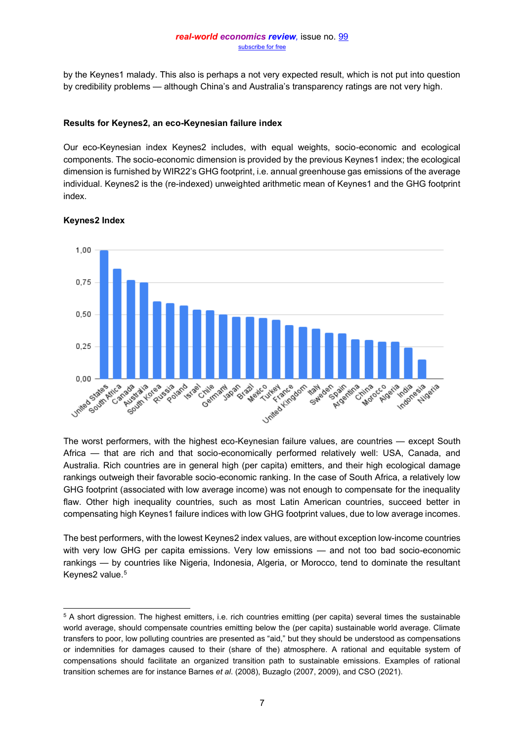by the Keynes1 malady. This also is perhaps a not very expected result, which is not put into question by credibility problems — although China's and Australia's transparency ratings are not very high.

**Results for Keynes2, an eco-Keynesian failure index**

Our eco-Keynesian index Keynes2 includes, with equal weights, socio-economic and ecological components. The socio-economic dimension is provided by the previous Keynes1 index; the ecological dimension is furnished by WIR22's GHG footprint, i.e. annual greenhouse gas emissions of the average individual. Keynes2 is the (re-indexed) unweighted arithmetic mean of Keynes1 and the GHG footprint index.

**Keynes2 Index**

The worst performers, with the highest eco-Keynesian failure values, are countries — except South Africa — that are rich and that socio-economically performed relatively well: USA, Canada, and Australia. Rich countries are in general high (per capita) emitters, and their high ecological damage rankings outweigh their favorable socio-economic ranking. In the case of South Africa, a relatively low GHG footprint (associated with low average income) was not enough to compensate for the inequality flaw. Other high inequality countries, such as most Latin American countries, succeed better in compensating high Keynes1 failure indices with low GHG footprint values, due to low average incomes.

The best performers, with the lowest Keynes2 index values, are without exception low-income countries with very low GHG per capita emissions. Very low emissions — and not too bad socio-economic rankings — by countries like Nigeria, Indonesia, Algeria, or Morocco, tend to dominate the resultant Keynes2 value.[5]

[5] A short digression. The highest emitters, i.e. rich countries emitting (per capita) several times the sustainable world average, should compensate countries emitting below the (per capita) sustainable world average. Climate transfers to poor, low polluting countries are presented as "aid," but they should be understood as compensations or indemnities for damages caused to their (share of the) atmosphere. A rational and equitable system of compensations should facilitate an organized transition path to sustainable emissions. Examples of rational transition schemes are for instance Barnes *et al*. (2008), Buzaglo (2007, 2009), and CSO (2021).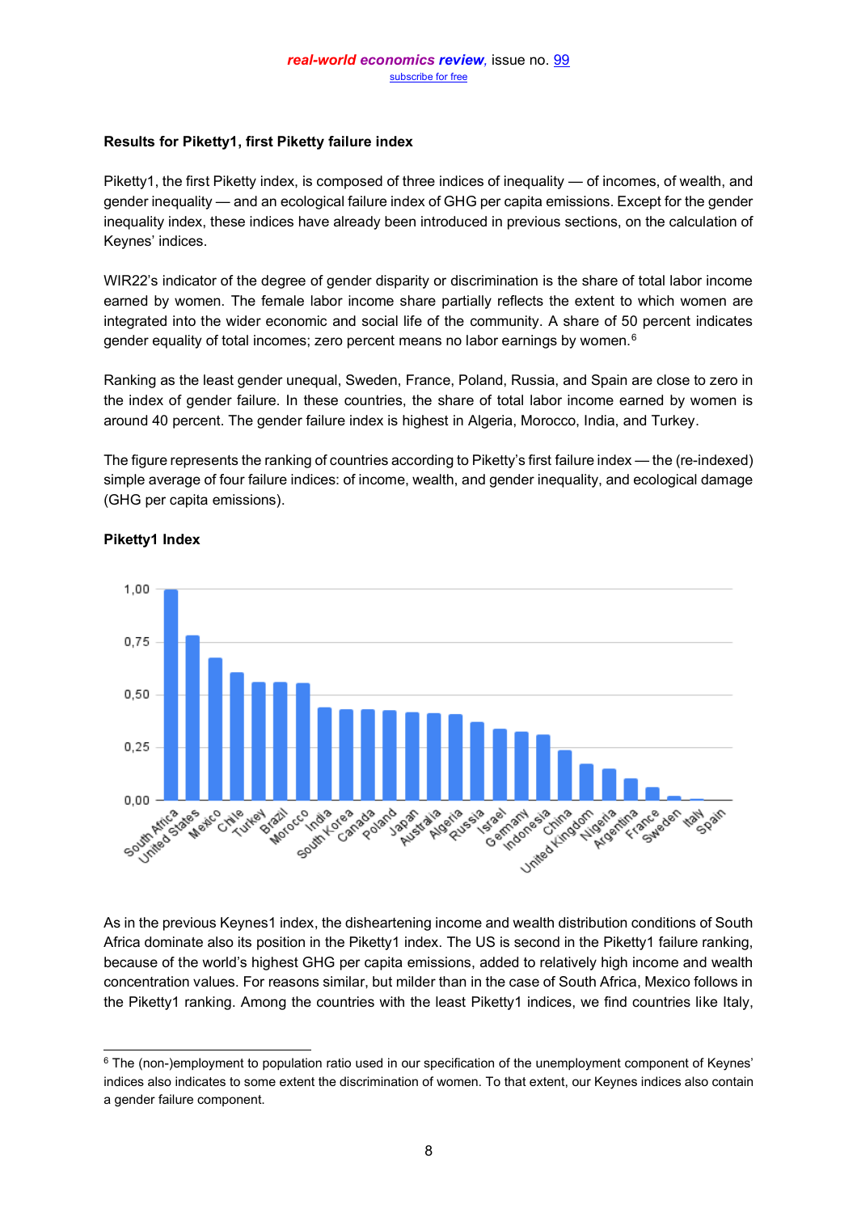**Results for Piketty1, first Piketty failure index**

Piketty1, the first Piketty index, is composed of three indices of inequality — of incomes, of wealth, and gender inequality — and an ecological failure index of GHG per capita emissions. Except for the gender inequality index, these indices have already been introduced in previous sections, on the calculation of Keynes' indices.

WIR22's indicator of the degree of gender disparity or discrimination is the share of total labor income earned by women. The female labor income share partially reflects the extent to which women are integrated into the wider economic and social life of the community. A share of 50 percent indicates gender equality of total incomes; zero percent means no labor earnings by women.[6]

Ranking as the least gender unequal, Sweden, France, Poland, Russia, and Spain are close to zero in the index of gender failure. In these countries, the share of total labor income earned by women is around 40 percent. The gender failure index is highest in Algeria, Morocco, India, and Turkey.

The figure represents the ranking of countries according to Piketty's first failure index — the (re-indexed) simple average of four failure indices: of income, wealth, and gender inequality, and ecological damage (GHG per capita emissions).

**Piketty1 Index**

| Country | Piketty1 Index (approx.) |
|---|---|
| South Africa | 1.00 |
| United States | 0.78 |
| Mexico | 0.67 |
| Chile | 0.60 |
| Turkey | 0.56 |
| Brazil | 0.56 |
| Morocco | 0.55 |
| India | 0.44 |
| South Korea | 0.43 |
| Canada | 0.43 |
| Poland | 0.42 |
| Japan | 0.41 |
| Australia | 0.41 |
| Algeria | 0.40 |
| Russia | 0.37 |
| Israel | 0.34 |
| Germany | 0.32 |
| Indonesia | 0.31 |
| China | 0.23 |
| United Kingdom | 0.17 |
| Nigeria | 0.15 |
| Argentina | 0.10 |
| France | 0.06 |
| Sweden | 0.02 |
| Italy | 0.01 |
| Spain | 0.00 |

As in the previous Keynes1 index, the disheartening income and wealth distribution conditions of South Africa dominate also its position in the Piketty1 index. The US is second in the Piketty1 failure ranking, because of the world's highest GHG per capita emissions, added to relatively high income and wealth concentration values. For reasons similar, but milder than in the case of South Africa, Mexico follows in the Piketty1 ranking. Among the countries with the least Piketty1 indices, we find countries like Italy,

[6] The (non-)employment to population ratio used in our specification of the unemployment component of Keynes' indices also indicates to some extent the discrimination of women. To that extent, our Keynes indices also contain a gender failure component.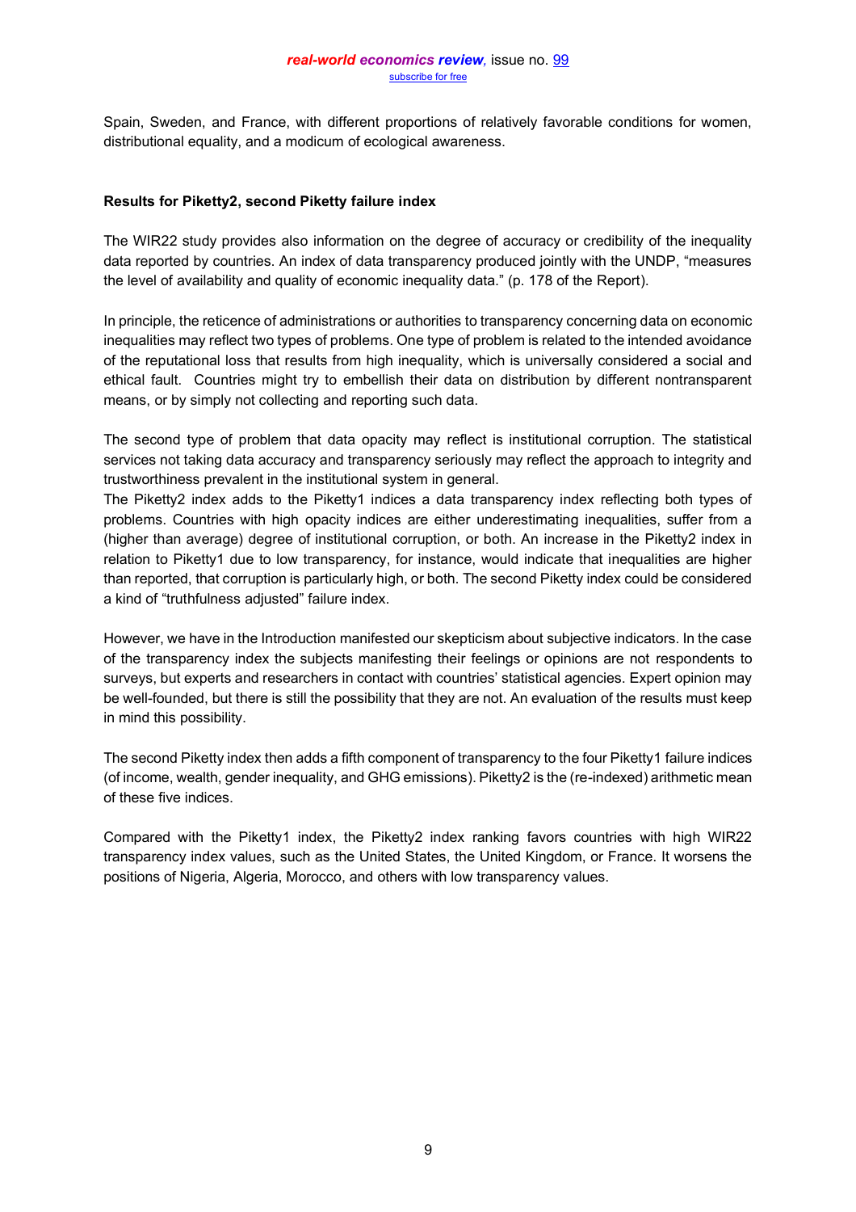Spain, Sweden, and France, with different proportions of relatively favorable conditions for women, distributional equality, and a modicum of ecological awareness.

**Results for Piketty2, second Piketty failure index**

The WIR22 study provides also information on the degree of accuracy or credibility of the inequality data reported by countries. An index of data transparency produced jointly with the UNDP, "measures the level of availability and quality of economic inequality data." (p. 178 of the Report).

In principle, the reticence of administrations or authorities to transparency concerning data on economic inequalities may reflect two types of problems. One type of problem is related to the intended avoidance of the reputational loss that results from high inequality, which is universally considered a social and ethical fault. Countries might try to embellish their data on distribution by different nontransparent means, or by simply not collecting and reporting such data.

The second type of problem that data opacity may reflect is institutional corruption. The statistical services not taking data accuracy and transparency seriously may reflect the approach to integrity and trustworthiness prevalent in the institutional system in general.
The Piketty2 index adds to the Piketty1 indices a data transparency index reflecting both types of problems. Countries with high opacity indices are either underestimating inequalities, suffer from a (higher than average) degree of institutional corruption, or both. An increase in the Piketty2 index in relation to Piketty1 due to low transparency, for instance, would indicate that inequalities are higher than reported, that corruption is particularly high, or both. The second Piketty index could be considered a kind of "truthfulness adjusted" failure index.

However, we have in the Introduction manifested our skepticism about subjective indicators. In the case of the transparency index the subjects manifesting their feelings or opinions are not respondents to surveys, but experts and researchers in contact with countries' statistical agencies. Expert opinion may be well-founded, but there is still the possibility that they are not. An evaluation of the results must keep in mind this possibility.

The second Piketty index then adds a fifth component of transparency to the four Piketty1 failure indices (of income, wealth, gender inequality, and GHG emissions). Piketty2 is the (re-indexed) arithmetic mean of these five indices.

Compared with the Piketty1 index, the Piketty2 index ranking favors countries with high WIR22 transparency index values, such as the United States, the United Kingdom, or France. It worsens the positions of Nigeria, Algeria, Morocco, and others with low transparency values.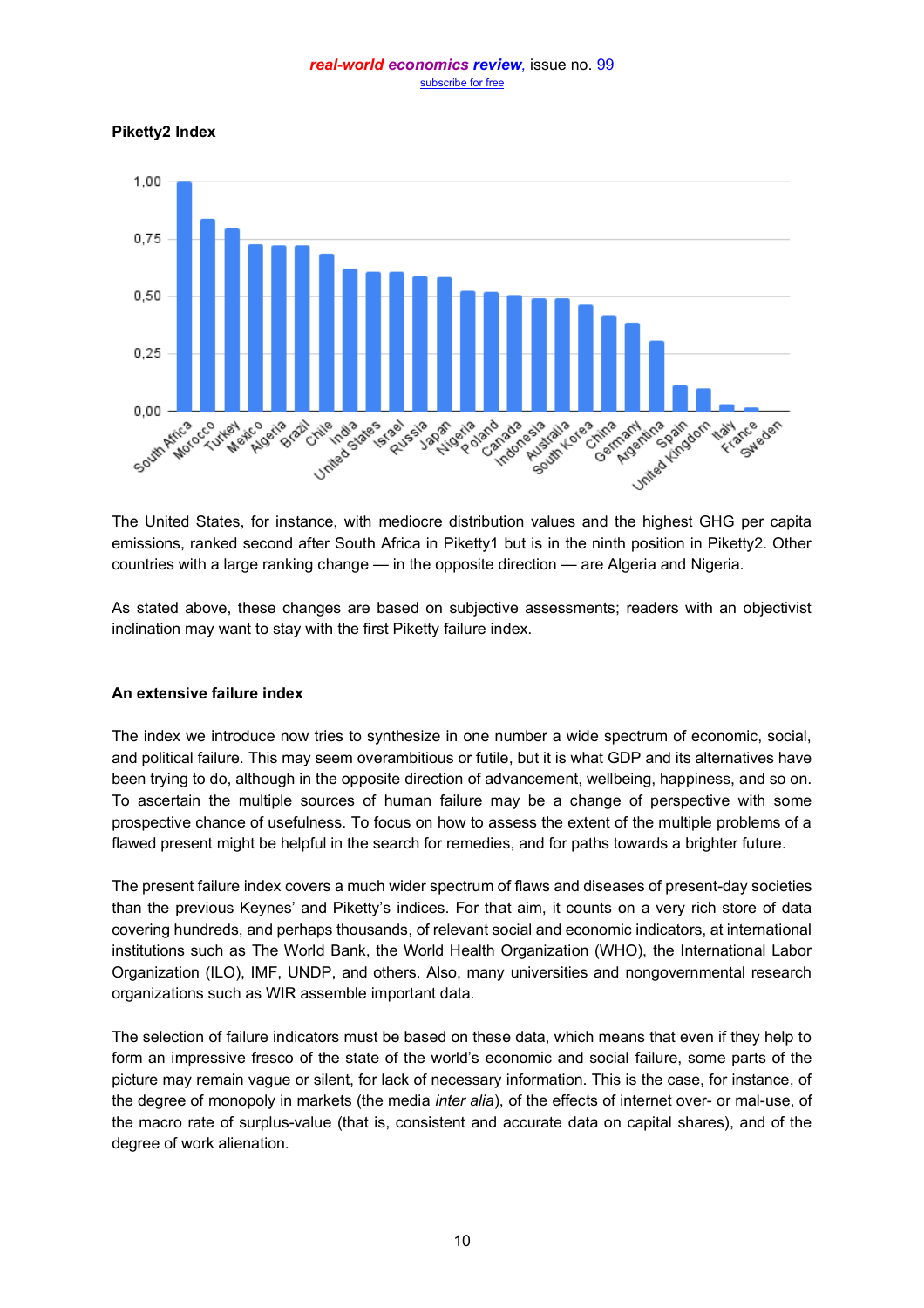**Piketty2 Index**

The United States, for instance, with mediocre distribution values and the highest GHG per capita emissions, ranked second after South Africa in Piketty1 but is in the ninth position in Piketty2. Other countries with a large ranking change — in the opposite direction — are Algeria and Nigeria.

As stated above, these changes are based on subjective assessments; readers with an objectivist inclination may want to stay with the first Piketty failure index.

**An extensive failure index**

The index we introduce now tries to synthesize in one number a wide spectrum of economic, social, and political failure. This may seem overambitious or futile, but it is what GDP and its alternatives have been trying to do, although in the opposite direction of advancement, wellbeing, happiness, and so on. To ascertain the multiple sources of human failure may be a change of perspective with some prospective chance of usefulness. To focus on how to assess the extent of the multiple problems of a flawed present might be helpful in the search for remedies, and for paths towards a brighter future.

The present failure index covers a much wider spectrum of flaws and diseases of present-day societies than the previous Keynes' and Piketty's indices. For that aim, it counts on a very rich store of data covering hundreds, and perhaps thousands, of relevant social and economic indicators, at international institutions such as The World Bank, the World Health Organization (WHO), the International Labor Organization (ILO), IMF, UNDP, and others. Also, many universities and nongovernmental research organizations such as WIR assemble important data.

The selection of failure indicators must be based on these data, which means that even if they help to form an impressive fresco of the state of the world's economic and social failure, some parts of the picture may remain vague or silent, for lack of necessary information. This is the case, for instance, of the degree of monopoly in markets (the media *inter alia*), of the effects of internet over- or mal-use, of the macro rate of surplus-value (that is, consistent and accurate data on capital shares), and of the degree of work alienation.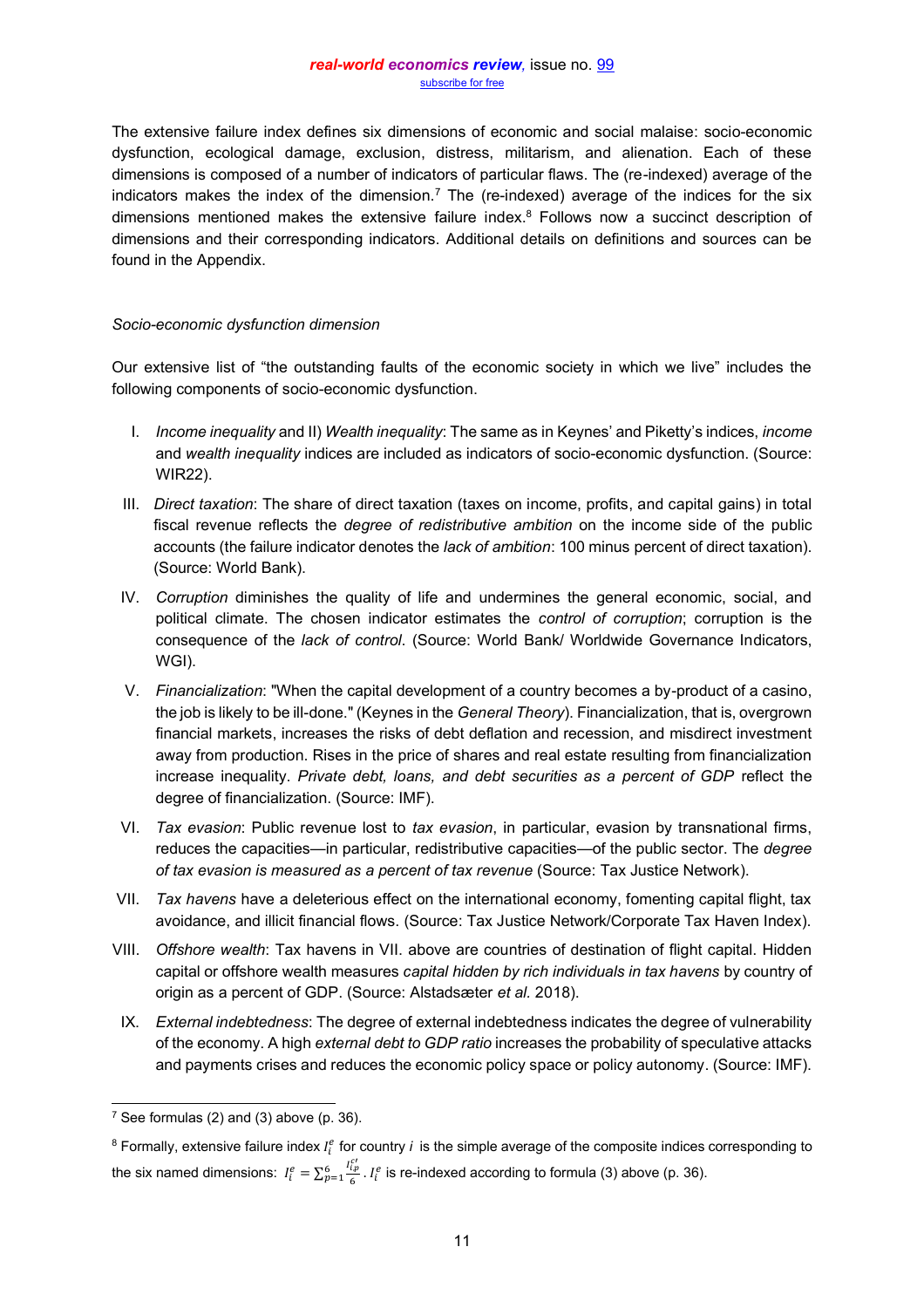The extensive failure index defines six dimensions of economic and social malaise: socio-economic dysfunction, ecological damage, exclusion, distress, militarism, and alienation. Each of these dimensions is composed of a number of indicators of particular flaws. The (re-indexed) average of the indicators makes the index of the dimension.[7] The (re-indexed) average of the indices for the six dimensions mentioned makes the extensive failure index.[8] Follows now a succinct description of dimensions and their corresponding indicators. Additional details on definitions and sources can be found in the Appendix.

*Socio-economic dysfunction dimension*

Our extensive list of "the outstanding faults of the economic society in which we live" includes the following components of socio-economic dysfunction.

I. *Income inequality* and II) *Wealth inequality*: The same as in Keynes' and Piketty's indices, *income* and *wealth inequality* indices are included as indicators of socio-economic dysfunction. (Source: WIR22).

III. *Direct taxation*: The share of direct taxation (taxes on income, profits, and capital gains) in total fiscal revenue reflects the *degree of redistributive ambition* on the income side of the public accounts (the failure indicator denotes the *lack of ambition*: 100 minus percent of direct taxation). (Source: World Bank).

IV. *Corruption* diminishes the quality of life and undermines the general economic, social, and political climate. The chosen indicator estimates the *control of corruption*; corruption is the consequence of the *lack of control*. (Source: World Bank/ Worldwide Governance Indicators, WGI).

V. *Financialization*: "When the capital development of a country becomes a by-product of a casino, the job is likely to be ill-done." (Keynes in the *General Theory*). Financialization, that is, overgrown financial markets, increases the risks of debt deflation and recession, and misdirect investment away from production. Rises in the price of shares and real estate resulting from financialization increase inequality. *Private debt, loans, and debt securities as a percent of GDP* reflect the degree of financialization. (Source: IMF).

VI. *Tax evasion*: Public revenue lost to *tax evasion*, in particular, evasion by transnational firms, reduces the capacities—in particular, redistributive capacities—of the public sector. The *degree of tax evasion is measured as a percent of tax revenue* (Source: Tax Justice Network).

VII. *Tax havens* have a deleterious effect on the international economy, fomenting capital flight, tax avoidance, and illicit financial flows. (Source: Tax Justice Network/Corporate Tax Haven Index).

VIII. *Offshore wealth*: Tax havens in VII. above are countries of destination of flight capital. Hidden capital or offshore wealth measures *capital hidden by rich individuals in tax havens* by country of origin as a percent of GDP. (Source: Alstadsæter *et al.* 2018).

IX. *External indebtedness*: The degree of external indebtedness indicates the degree of vulnerability of the economy. A high *external debt to GDP ratio* increases the probability of speculative attacks and payments crises and reduces the economic policy space or policy autonomy. (Source: IMF).

---

[7] See formulas (2) and (3) above (p. 36).

[8] Formally, extensive failure index $I_i^e$ for country *i* is the simple average of the composite indices corresponding to the six named dimensions: $I_i^e = \sum_{p=1}^{6} \frac{I_{ip}^{C'}}{6}$. $I_i^e$ is re-indexed according to formula (3) above (p. 36).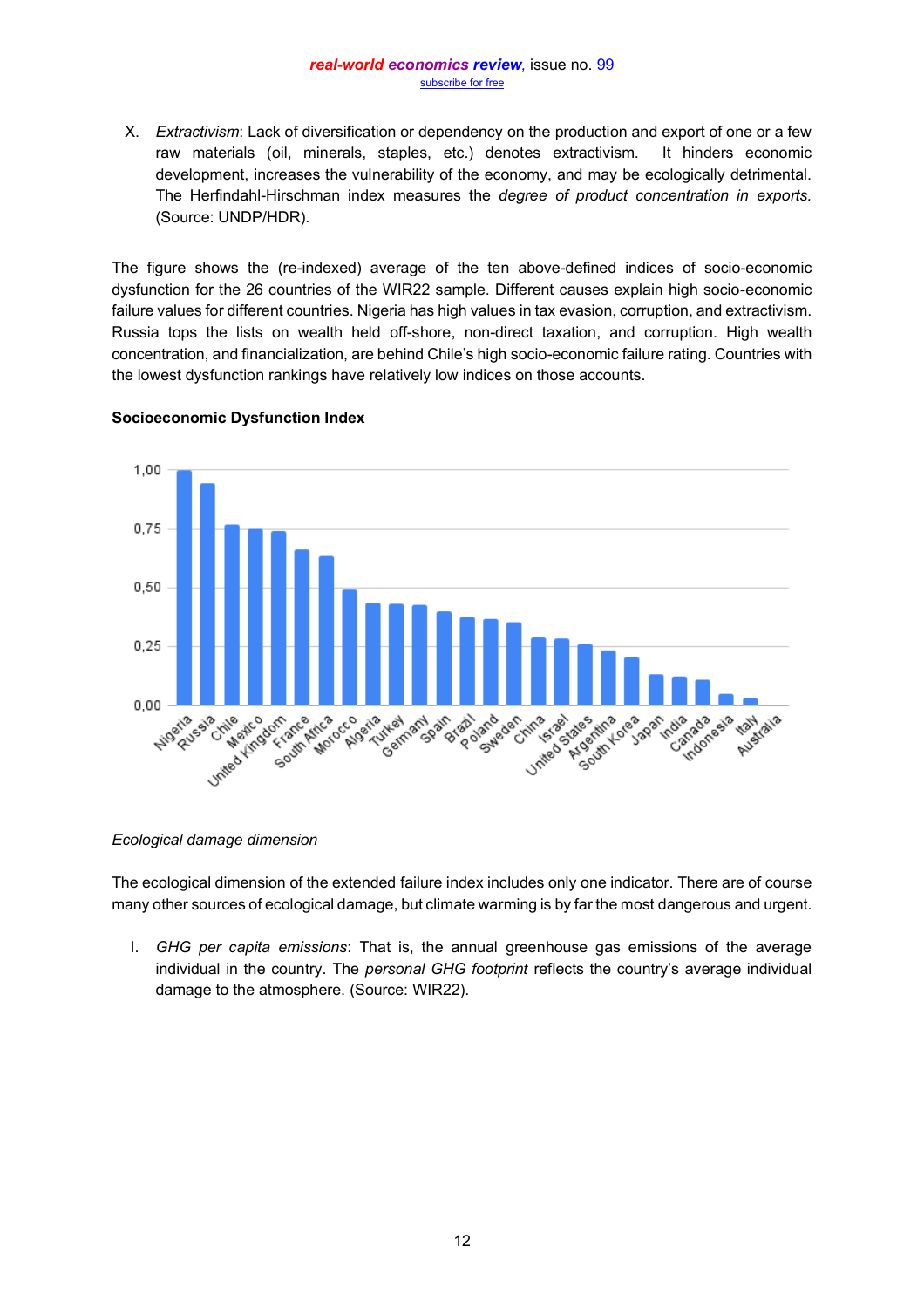X. *Extractivism*: Lack of diversification or dependency on the production and export of one or a few raw materials (oil, minerals, staples, etc.) denotes extractivism. It hinders economic development, increases the vulnerability of the economy, and may be ecologically detrimental. The Herfindahl-Hirschman index measures the *degree of product concentration in exports.* (Source: UNDP/HDR).

The figure shows the (re-indexed) average of the ten above-defined indices of socio-economic dysfunction for the 26 countries of the WIR22 sample. Different causes explain high socio-economic failure values for different countries. Nigeria has high values in tax evasion, corruption, and extractivism. Russia tops the lists on wealth held off-shore, non-direct taxation, and corruption. High wealth concentration, and financialization, are behind Chile's high socio-economic failure rating. Countries with the lowest dysfunction rankings have relatively low indices on those accounts.

**Socioeconomic Dysfunction Index**

*Ecological damage dimension*

The ecological dimension of the extended failure index includes only one indicator. There are of course many other sources of ecological damage, but climate warming is by far the most dangerous and urgent.

I. *GHG per capita emissions*: That is, the annual greenhouse gas emissions of the average individual in the country. The *personal GHG footprint* reflects the country's average individual damage to the atmosphere. (Source: WIR22).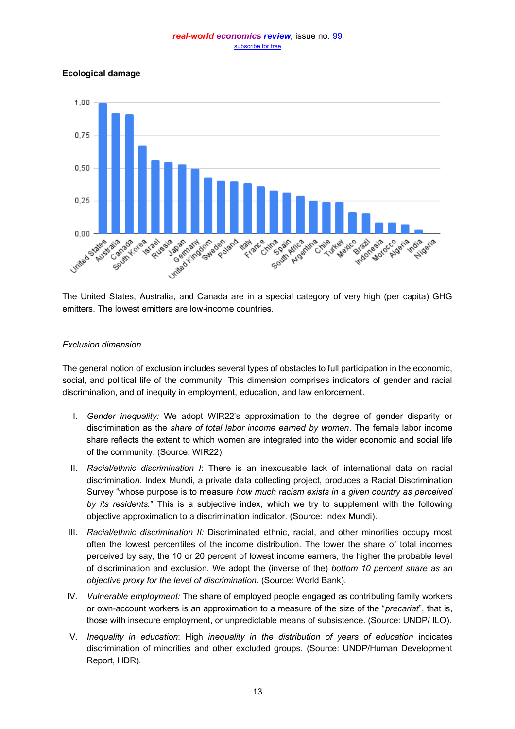**Ecological damage**

The United States, Australia, and Canada are in a special category of very high (per capita) GHG emitters. The lowest emitters are low-income countries.

*Exclusion dimension*

The general notion of exclusion includes several types of obstacles to full participation in the economic, social, and political life of the community. This dimension comprises indicators of gender and racial discrimination, and of inequity in employment, education, and law enforcement.

I. *Gender inequality:* We adopt WIR22's approximation to the degree of gender disparity or discrimination as the *share of total labor income earned by women*. The female labor income share reflects the extent to which women are integrated into the wider economic and social life of the community. (Source: WIR22).

II. *Racial/ethnic discrimination I*: There is an inexcusable lack of international data on racial discriminatio*n.* Index Mundi, a private data collecting project, produces a Racial Discrimination Survey "whose purpose is to measure *how much racism exists in a given country as perceived by its residents.*" This is a subjective index, which we try to supplement with the following objective approximation to a discrimination indicator. (Source: Index Mundi).

III. *Racial/ethnic discrimination II:* Discriminated ethnic, racial, and other minorities occupy most often the lowest percentiles of the income distribution. The lower the share of total incomes perceived by say, the 10 or 20 percent of lowest income earners, the higher the probable level of discrimination and exclusion. We adopt the (inverse of the) *bottom 10 percent share as an objective proxy for the level of discrimination*. (Source: World Bank).

IV. *Vulnerable employment:* The share of employed people engaged as contributing family workers or own-account workers is an approximation to a measure of the size of the "*precariat*", that is, those with insecure employment, or unpredictable means of subsistence. (Source: UNDP/ ILO).

V. *Inequality in education*: High *inequality in the distribution of years of education* indicates discrimination of minorities and other excluded groups. (Source: UNDP/Human Development Report, HDR).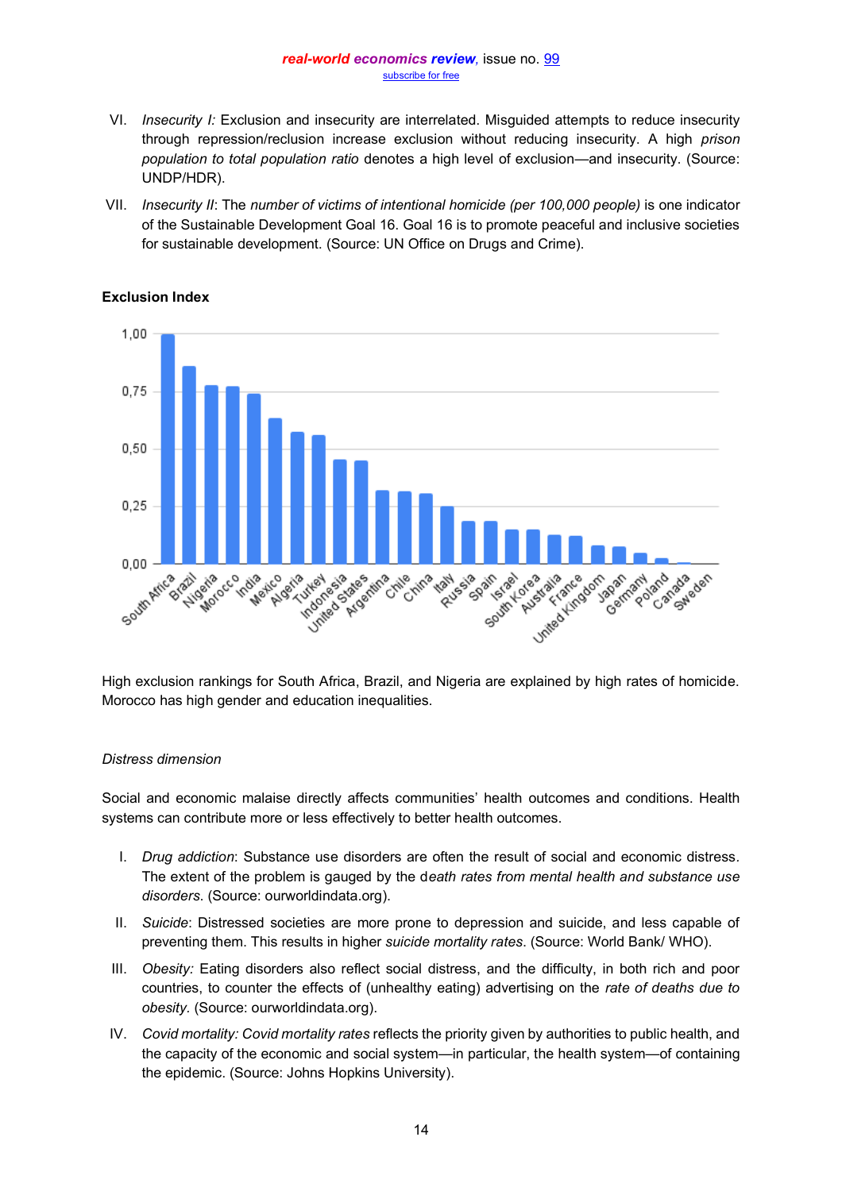VI. *Insecurity I:* Exclusion and insecurity are interrelated. Misguided attempts to reduce insecurity through repression/reclusion increase exclusion without reducing insecurity. A high *prison population to total population ratio* denotes a high level of exclusion—and insecurity. (Source: UNDP/HDR).

VII. *Insecurity II*: The *number of victims of intentional homicide (per 100,000 people)* is one indicator of the Sustainable Development Goal 16. Goal 16 is to promote peaceful and inclusive societies for sustainable development. (Source: UN Office on Drugs and Crime).

**Exclusion Index**

High exclusion rankings for South Africa, Brazil, and Nigeria are explained by high rates of homicide. Morocco has high gender and education inequalities.

*Distress dimension*

Social and economic malaise directly affects communities' health outcomes and conditions. Health systems can contribute more or less effectively to better health outcomes.

I. *Drug addiction*: Substance use disorders are often the result of social and economic distress. The extent of the problem is gauged by the d*eath rates from mental health and substance use disorders*. (Source: ourworldindata.org).

II. *Suicide*: Distressed societies are more prone to depression and suicide, and less capable of preventing them. This results in higher *suicide mortality rates*. (Source: World Bank/ WHO).

III. *Obesity:* Eating disorders also reflect social distress, and the difficulty, in both rich and poor countries, to counter the effects of (unhealthy eating) advertising on the *rate of deaths due to obesity*. (Source: ourworldindata.org).

IV. *Covid mortality: Covid mortality rates* reflects the priority given by authorities to public health, and the capacity of the economic and social system—in particular, the health system—of containing the epidemic. (Source: Johns Hopkins University).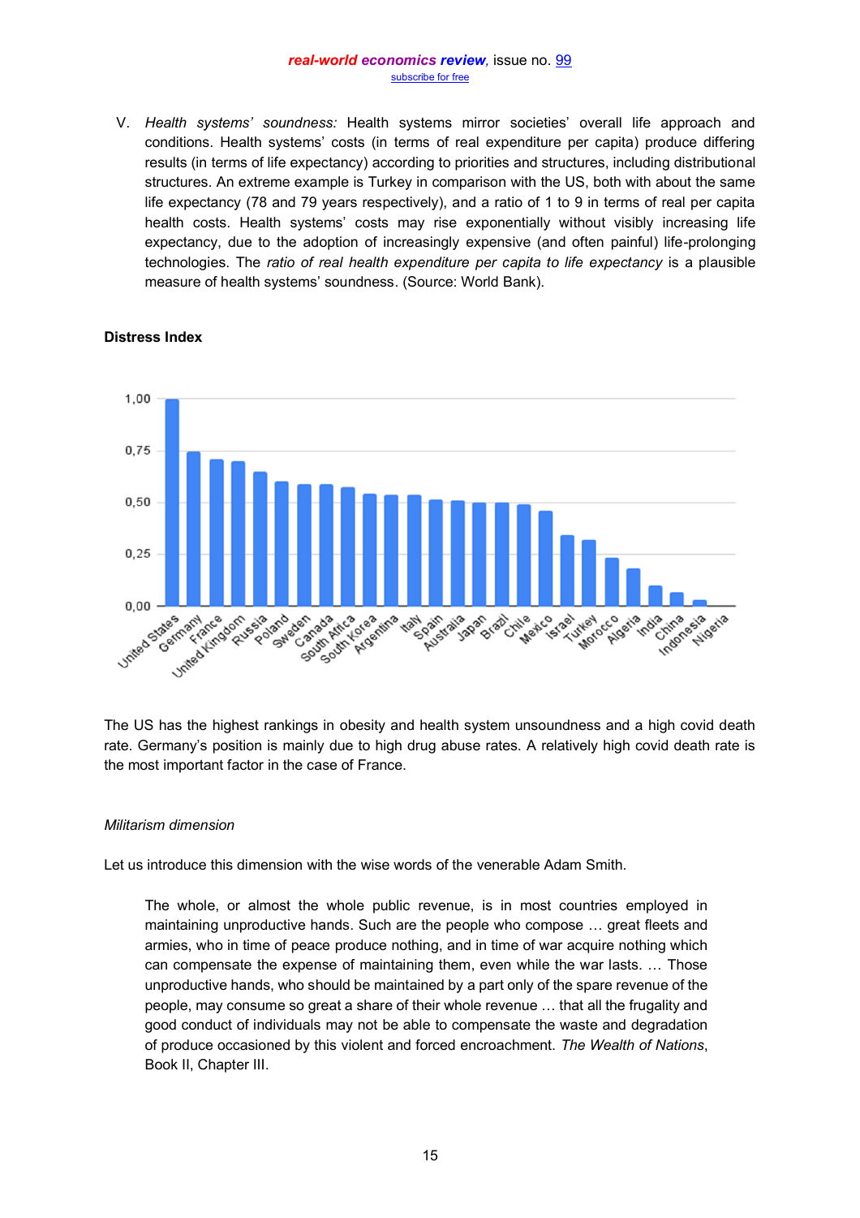V. *Health systems' soundness:* Health systems mirror societies' overall life approach and conditions. Health systems' costs (in terms of real expenditure per capita) produce differing results (in terms of life expectancy) according to priorities and structures, including distributional structures. An extreme example is Turkey in comparison with the US, both with about the same life expectancy (78 and 79 years respectively), and a ratio of 1 to 9 in terms of real per capita health costs. Health systems' costs may rise exponentially without visibly increasing life expectancy, due to the adoption of increasingly expensive (and often painful) life-prolonging technologies. The *ratio of real health expenditure per capita to life expectancy* is a plausible measure of health systems' soundness. (Source: World Bank).

**Distress Index**

The US has the highest rankings in obesity and health system unsoundness and a high covid death rate. Germany's position is mainly due to high drug abuse rates. A relatively high covid death rate is the most important factor in the case of France.

*Militarism dimension*

Let us introduce this dimension with the wise words of the venerable Adam Smith.

> The whole, or almost the whole public revenue, is in most countries employed in maintaining unproductive hands. Such are the people who compose … great fleets and armies, who in time of peace produce nothing, and in time of war acquire nothing which can compensate the expense of maintaining them, even while the war lasts. … Those unproductive hands, who should be maintained by a part only of the spare revenue of the people, may consume so great a share of their whole revenue … that all the frugality and good conduct of individuals may not be able to compensate the waste and degradation of produce occasioned by this violent and forced encroachment. *The Wealth of Nations*, Book II, Chapter III.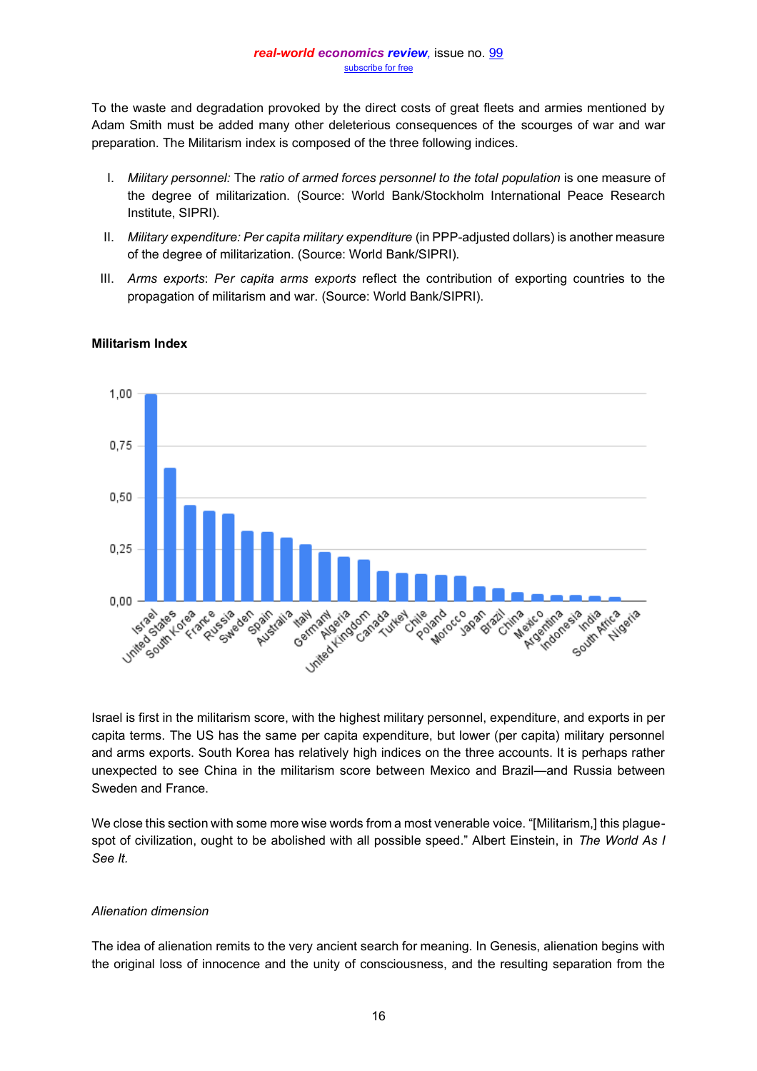To the waste and degradation provoked by the direct costs of great fleets and armies mentioned by Adam Smith must be added many other deleterious consequences of the scourges of war and war preparation. The Militarism index is composed of the three following indices.

I. *Military personnel:* The *ratio of armed forces personnel to the total population* is one measure of the degree of militarization. (Source: World Bank/Stockholm International Peace Research Institute, SIPRI).

II. *Military expenditure: Per capita military expenditure* (in PPP-adjusted dollars) is another measure of the degree of militarization. (Source: World Bank/SIPRI).

III. *Arms exports*: *Per capita arms exports* reflect the contribution of exporting countries to the propagation of militarism and war. (Source: World Bank/SIPRI).

**Militarism Index**

Israel is first in the militarism score, with the highest military personnel, expenditure, and exports in per capita terms. The US has the same per capita expenditure, but lower (per capita) military personnel and arms exports. South Korea has relatively high indices on the three accounts. It is perhaps rather unexpected to see China in the militarism score between Mexico and Brazil—and Russia between Sweden and France.

We close this section with some more wise words from a most venerable voice. "[Militarism,] this plague-spot of civilization, ought to be abolished with all possible speed." Albert Einstein, in *The World As I See It.*

*Alienation dimension*

The idea of alienation remits to the very ancient search for meaning. In Genesis, alienation begins with the original loss of innocence and the unity of consciousness, and the resulting separation from the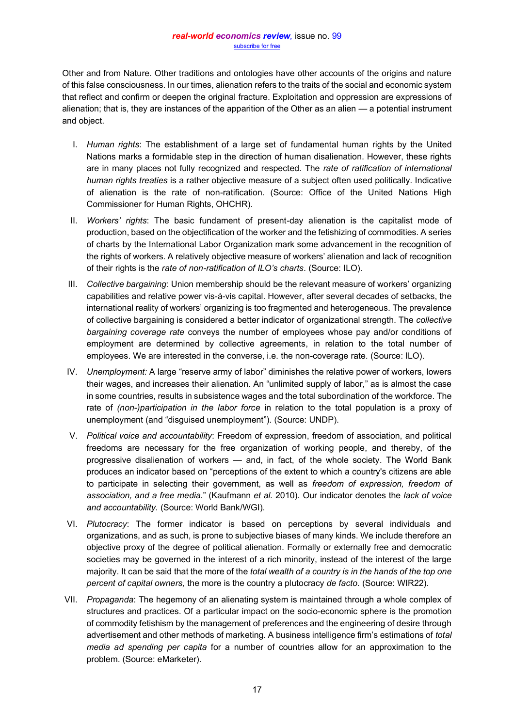Other and from Nature. Other traditions and ontologies have other accounts of the origins and nature of this false consciousness. In our times, alienation refers to the traits of the social and economic system that reflect and confirm or deepen the original fracture. Exploitation and oppression are expressions of alienation; that is, they are instances of the apparition of the Other as an alien — a potential instrument and object.

I. *Human rights*: The establishment of a large set of fundamental human rights by the United Nations marks a formidable step in the direction of human disalienation. However, these rights are in many places not fully recognized and respected. The *rate of ratification of international human rights treaties* is a rather objective measure of a subject often used politically. Indicative of alienation is the rate of non-ratification. (Source: Office of the United Nations High Commissioner for Human Rights, OHCHR).

II. *Workers' rights*: The basic fundament of present-day alienation is the capitalist mode of production, based on the objectification of the worker and the fetishizing of commodities. A series of charts by the International Labor Organization mark some advancement in the recognition of the rights of workers. A relatively objective measure of workers' alienation and lack of recognition of their rights is the *rate of non-ratification of ILO's charts*. (Source: ILO).

III. *Collective bargaining*: Union membership should be the relevant measure of workers' organizing capabilities and relative power vis-à-vis capital. However, after several decades of setbacks, the international reality of workers' organizing is too fragmented and heterogeneous. The prevalence of collective bargaining is considered a better indicator of organizational strength. The *collective bargaining coverage rate* conveys the number of employees whose pay and/or conditions of employment are determined by collective agreements, in relation to the total number of employees. We are interested in the converse, i.e. the non-coverage rate. (Source: ILO).

IV. *Unemployment:* A large "reserve army of labor" diminishes the relative power of workers, lowers their wages, and increases their alienation. An "unlimited supply of labor," as is almost the case in some countries, results in subsistence wages and the total subordination of the workforce. The rate of *(non-)participation in the labor force* in relation to the total population is a proxy of unemployment (and "disguised unemployment"). (Source: UNDP).

V. *Political voice and accountability*: Freedom of expression, freedom of association, and political freedoms are necessary for the free organization of working people, and thereby, of the progressive disalienation of workers — and, in fact, of the whole society. The World Bank produces an indicator based on "perceptions of the extent to which a country's citizens are able to participate in selecting their government, as well as *freedom of expression, freedom of association, and a free media.*" (Kaufmann *et al.* 2010). Our indicator denotes the *lack of voice and accountability.* (Source: World Bank/WGI).

VI. *Plutocracy*: The former indicator is based on perceptions by several individuals and organizations, and as such, is prone to subjective biases of many kinds. We include therefore an objective proxy of the degree of political alienation. Formally or externally free and democratic societies may be governed in the interest of a rich minority, instead of the interest of the large majority. It can be said that the more of the *total wealth of a country is in the hands of the top one percent of capital owners,* the more is the country a plutocracy *de facto*. (Source: WIR22).

VII. *Propaganda*: The hegemony of an alienating system is maintained through a whole complex of structures and practices. Of a particular impact on the socio-economic sphere is the promotion of commodity fetishism by the management of preferences and the engineering of desire through advertisement and other methods of marketing. A business intelligence firm's estimations of *total media ad spending per capita* for a number of countries allow for an approximation to the problem. (Source: eMarketer).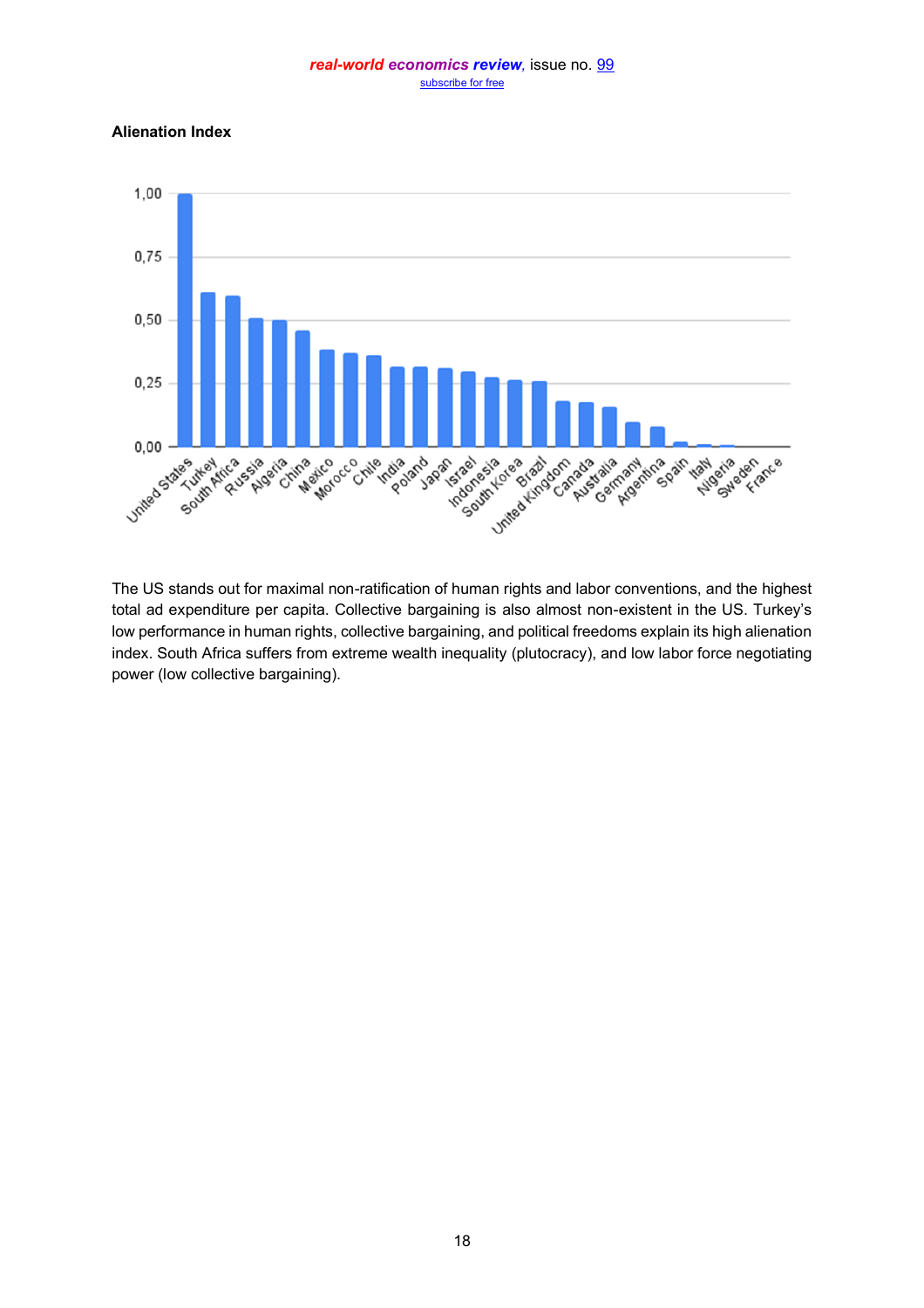**Alienation Index**

The US stands out for maximal non-ratification of human rights and labor conventions, and the highest total ad expenditure per capita. Collective bargaining is also almost non-existent in the US. Turkey's low performance in human rights, collective bargaining, and political freedoms explain its high alienation index. South Africa suffers from extreme wealth inequality (plutocracy), and low labor force negotiating power (low collective bargaining).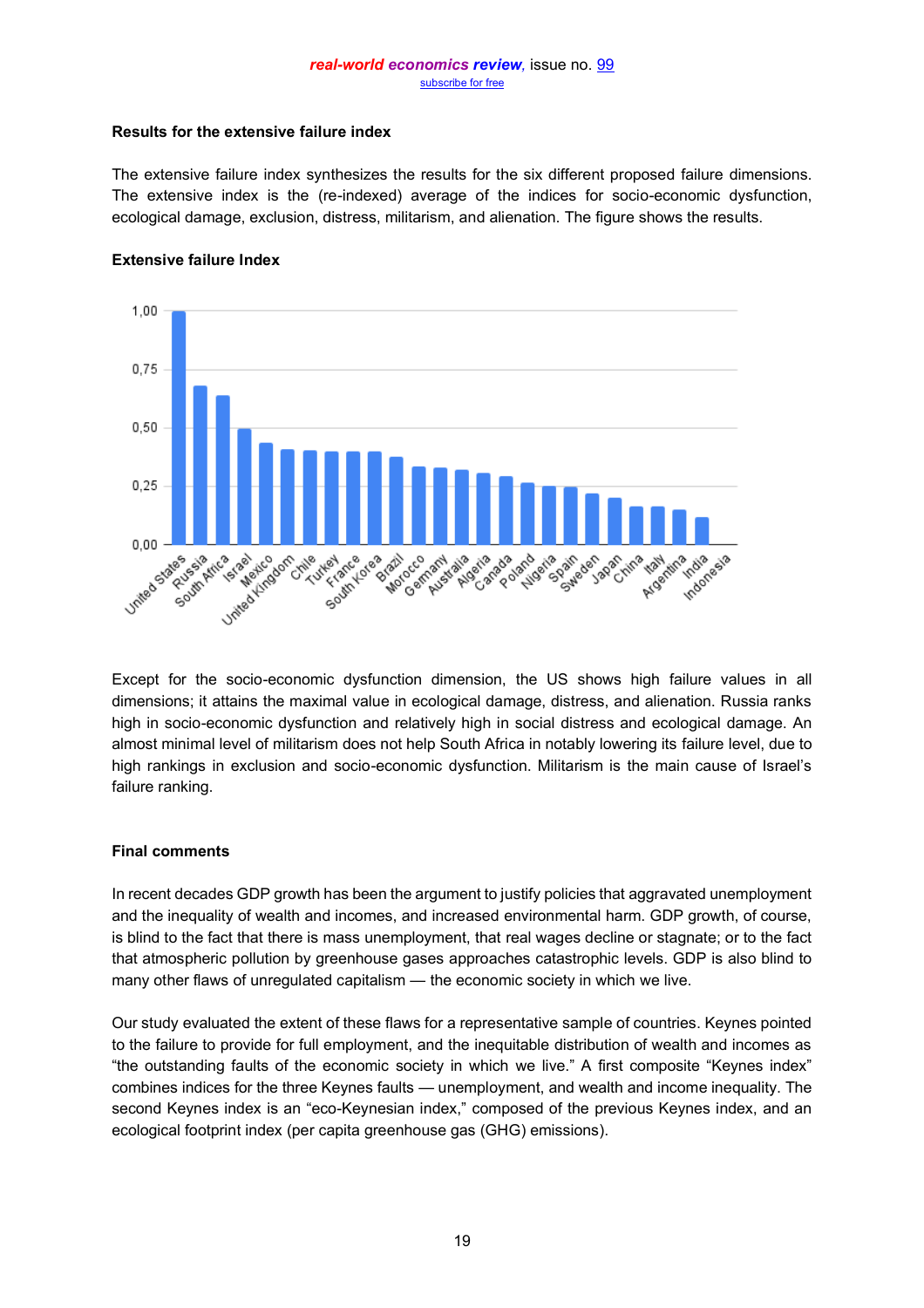### Results for the extensive failure index

The extensive failure index synthesizes the results for the six different proposed failure dimensions. The extensive index is the (re-indexed) average of the indices for socio-economic dysfunction, ecological damage, exclusion, distress, militarism, and alienation. The figure shows the results.

**Extensive failure Index**

Except for the socio-economic dysfunction dimension, the US shows high failure values in all dimensions; it attains the maximal value in ecological damage, distress, and alienation. Russia ranks high in socio-economic dysfunction and relatively high in social distress and ecological damage. An almost minimal level of militarism does not help South Africa in notably lowering its failure level, due to high rankings in exclusion and socio-economic dysfunction. Militarism is the main cause of Israel's failure ranking.

### Final comments

In recent decades GDP growth has been the argument to justify policies that aggravated unemployment and the inequality of wealth and incomes, and increased environmental harm. GDP growth, of course, is blind to the fact that there is mass unemployment, that real wages decline or stagnate; or to the fact that atmospheric pollution by greenhouse gases approaches catastrophic levels. GDP is also blind to many other flaws of unregulated capitalism — the economic society in which we live.

Our study evaluated the extent of these flaws for a representative sample of countries. Keynes pointed to the failure to provide for full employment, and the inequitable distribution of wealth and incomes as "the outstanding faults of the economic society in which we live." A first composite "Keynes index" combines indices for the three Keynes faults — unemployment, and wealth and income inequality. The second Keynes index is an "eco-Keynesian index," composed of the previous Keynes index, and an ecological footprint index (per capita greenhouse gas (GHG) emissions).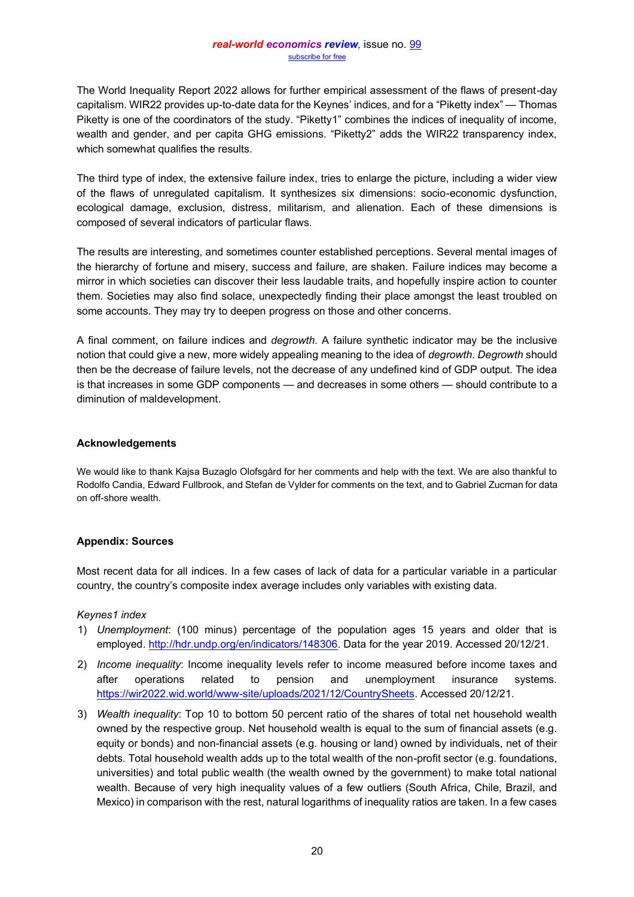The World Inequality Report 2022 allows for further empirical assessment of the flaws of present-day capitalism. WIR22 provides up-to-date data for the Keynes' indices, and for a "Piketty index" — Thomas Piketty is one of the coordinators of the study. "Piketty1" combines the indices of inequality of income, wealth and gender, and per capita GHG emissions. "Piketty2" adds the WIR22 transparency index, which somewhat qualifies the results.

The third type of index, the extensive failure index, tries to enlarge the picture, including a wider view of the flaws of unregulated capitalism. It synthesizes six dimensions: socio-economic dysfunction, ecological damage, exclusion, distress, militarism, and alienation. Each of these dimensions is composed of several indicators of particular flaws.

The results are interesting, and sometimes counter established perceptions. Several mental images of the hierarchy of fortune and misery, success and failure, are shaken. Failure indices may become a mirror in which societies can discover their less laudable traits, and hopefully inspire action to counter them. Societies may also find solace, unexpectedly finding their place amongst the least troubled on some accounts. They may try to deepen progress on those and other concerns.

A final comment, on failure indices and *degrowth*. A failure synthetic indicator may be the inclusive notion that could give a new, more widely appealing meaning to the idea of *degrowth*. *Degrowth* should then be the decrease of failure levels, not the decrease of any undefined kind of GDP output. The idea is that increases in some GDP components — and decreases in some others — should contribute to a diminution of maldevelopment.

### Acknowledgements

We would like to thank Kajsa Buzaglo Olofsgård for her comments and help with the text. We are also thankful to Rodolfo Candia, Edward Fullbrook, and Stefan de Vylder for comments on the text, and to Gabriel Zucman for data on off-shore wealth.

### Appendix: Sources

Most recent data for all indices. In a few cases of lack of data for a particular variable in a particular country, the country's composite index average includes only variables with existing data.

*Keynes1 index*

1) *Unemployment*: (100 minus) percentage of the population ages 15 years and older that is employed. http://hdr.undp.org/en/indicators/148306. Data for the year 2019. Accessed 20/12/21.
2) *Income inequality*: Income inequality levels refer to income measured before income taxes and after operations related to pension and unemployment insurance systems. https://wir2022.wid.world/www-site/uploads/2021/12/CountrySheets. Accessed 20/12/21.
3) *Wealth inequality*: Top 10 to bottom 50 percent ratio of the shares of total net household wealth owned by the respective group. Net household wealth is equal to the sum of financial assets (e.g. equity or bonds) and non-financial assets (e.g. housing or land) owned by individuals, net of their debts. Total household wealth adds up to the total wealth of the non-profit sector (e.g. foundations, universities) and total public wealth (the wealth owned by the government) to make total national wealth. Because of very high inequality values of a few outliers (South Africa, Chile, Brazil, and Mexico) in comparison with the rest, natural logarithms of inequality ratios are taken. In a few cases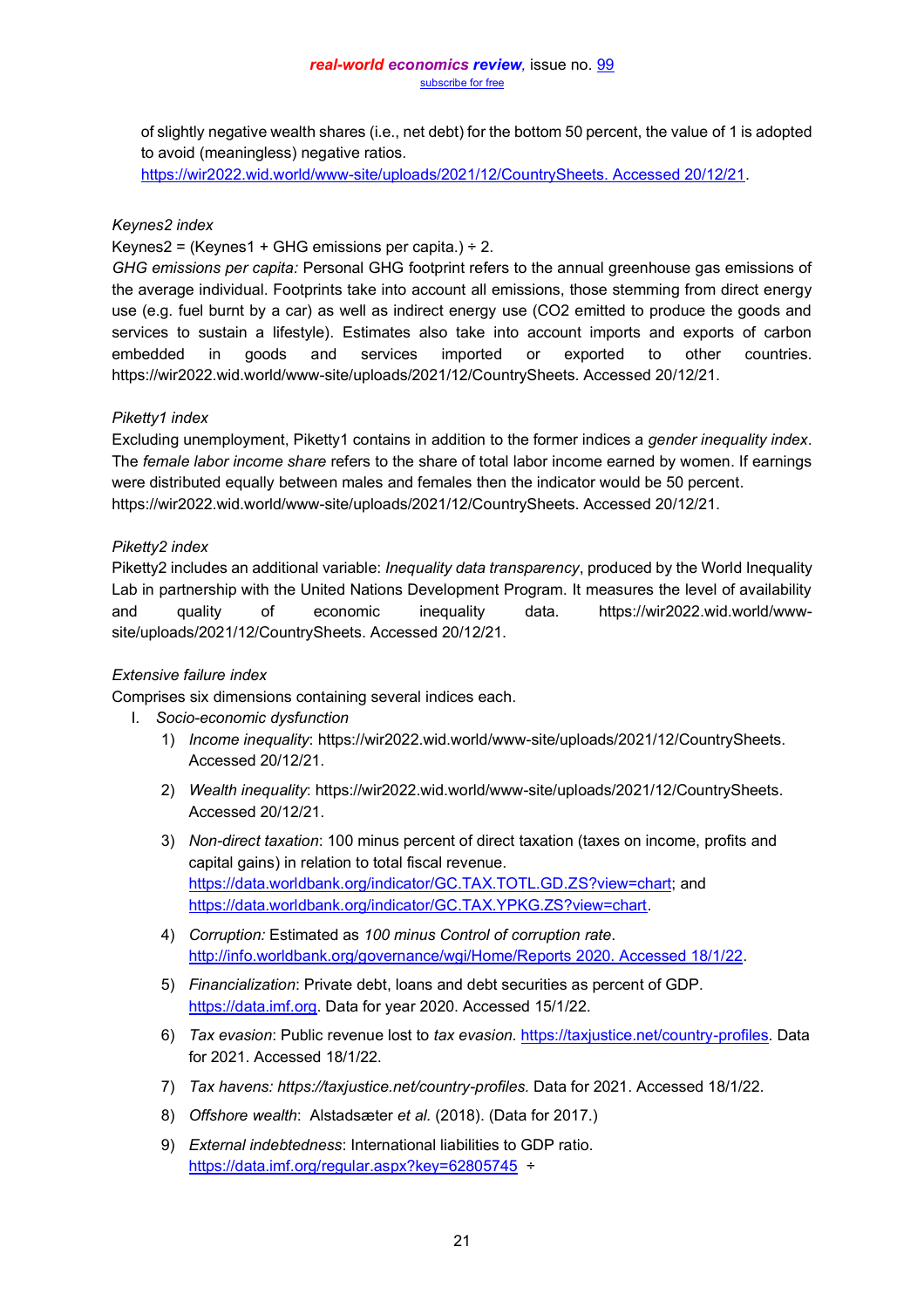of slightly negative wealth shares (i.e., net debt) for the bottom 50 percent, the value of 1 is adopted to avoid (meaningless) negative ratios.
https://wir2022.wid.world/www-site/uploads/2021/12/CountrySheets. Accessed 20/12/21.

*Keynes2 index*

Keynes2 = (Keynes1 + GHG emissions per capita.) ÷ 2.

*GHG emissions per capita:* Personal GHG footprint refers to the annual greenhouse gas emissions of the average individual. Footprints take into account all emissions, those stemming from direct energy use (e.g. fuel burnt by a car) as well as indirect energy use (CO2 emitted to produce the goods and services to sustain a lifestyle). Estimates also take into account imports and exports of carbon embedded in goods and services imported or exported to other countries. https://wir2022.wid.world/www-site/uploads/2021/12/CountrySheets. Accessed 20/12/21.

*Piketty1 index*

Excluding unemployment, Piketty1 contains in addition to the former indices a *gender inequality index*. The *female labor income share* refers to the share of total labor income earned by women. If earnings were distributed equally between males and females then the indicator would be 50 percent. https://wir2022.wid.world/www-site/uploads/2021/12/CountrySheets. Accessed 20/12/21.

*Piketty2 index*

Piketty2 includes an additional variable: *Inequality data transparency*, produced by the World Inequality Lab in partnership with the United Nations Development Program. It measures the level of availability and quality of economic inequality data. https://wir2022.wid.world/www-site/uploads/2021/12/CountrySheets. Accessed 20/12/21.

*Extensive failure index*

Comprises six dimensions containing several indices each.

I. *Socio-economic dysfunction*
   1) *Income inequality*: https://wir2022.wid.world/www-site/uploads/2021/12/CountrySheets. Accessed 20/12/21.
   2) *Wealth inequality*: https://wir2022.wid.world/www-site/uploads/2021/12/CountrySheets. Accessed 20/12/21.
   3) *Non-direct taxation*: 100 minus percent of direct taxation (taxes on income, profits and capital gains) in relation to total fiscal revenue. https://data.worldbank.org/indicator/GC.TAX.TOTL.GD.ZS?view=chart; and https://data.worldbank.org/indicator/GC.TAX.YPKG.ZS?view=chart.
   4) *Corruption:* Estimated as *100 minus Control of corruption rate*. http://info.worldbank.org/governance/wgi/Home/Reports 2020. Accessed 18/1/22.
   5) *Financialization*: Private debt, loans and debt securities as percent of GDP. https://data.imf.org. Data for year 2020. Accessed 15/1/22.
   6) *Tax evasion*: Public revenue lost to *tax evasion.* https://taxjustice.net/country-profiles. Data for 2021. Accessed 18/1/22.
   7) *Tax havens: https://taxjustice.net/country-profiles.* Data for 2021. Accessed 18/1/22.
   8) *Offshore wealth*: Alstadsæter *et al.* (2018). (Data for 2017.)
   9) *External indebtedness*: International liabilities to GDP ratio. https://data.imf.org/regular.aspx?key=62805745 ÷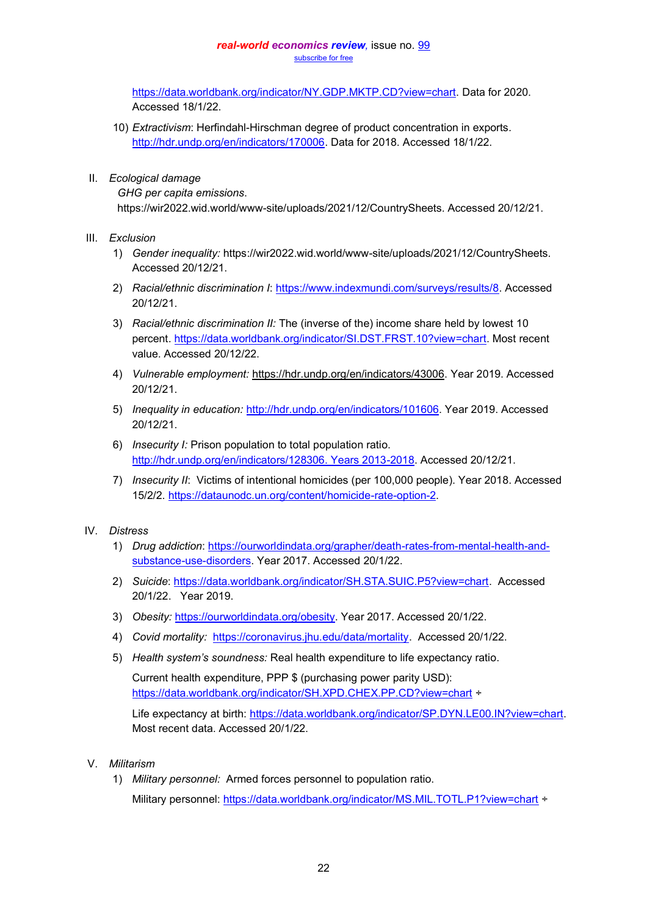https://data.worldbank.org/indicator/NY.GDP.MKTP.CD?view=chart. Data for 2020. Accessed 18/1/22.

10) *Extractivism*: Herfindahl-Hirschman degree of product concentration in exports. http://hdr.undp.org/en/indicators/170006. Data for 2018. Accessed 18/1/22.

II. *Ecological damage*

*GHG per capita emissions*. https://wir2022.wid.world/www-site/uploads/2021/12/CountrySheets. Accessed 20/12/21.

III. *Exclusion*

1) *Gender inequality:* https://wir2022.wid.world/www-site/uploads/2021/12/CountrySheets. Accessed 20/12/21.
2) *Racial/ethnic discrimination I*: https://www.indexmundi.com/surveys/results/8. Accessed 20/12/21.
3) *Racial/ethnic discrimination II:* The (inverse of the) income share held by lowest 10 percent. https://data.worldbank.org/indicator/SI.DST.FRST.10?view=chart. Most recent value. Accessed 20/12/22.
4) *Vulnerable employment:* https://hdr.undp.org/en/indicators/43006. Year 2019. Accessed 20/12/21.
5) *Inequality in education:* http://hdr.undp.org/en/indicators/101606. Year 2019. Accessed 20/12/21.
6) *Insecurity I:* Prison population to total population ratio. http://hdr.undp.org/en/indicators/128306. Years 2013-2018. Accessed 20/12/21.
7) *Insecurity II*: Victims of intentional homicides (per 100,000 people). Year 2018. Accessed 15/2/2. https://dataunodc.un.org/content/homicide-rate-option-2.

IV. *Distress*

1) *Drug addiction*: https://ourworldindata.org/grapher/death-rates-from-mental-health-and-substance-use-disorders. Year 2017. Accessed 20/1/22.
2) *Suicide*: https://data.worldbank.org/indicator/SH.STA.SUIC.P5?view=chart. Accessed 20/1/22. Year 2019.
3) *Obesity:* https://ourworldindata.org/obesity. Year 2017. Accessed 20/1/22.
4) *Covid mortality:* https://coronavirus.jhu.edu/data/mortality. Accessed 20/1/22.
5) *Health system's soundness:* Real health expenditure to life expectancy ratio.

   Current health expenditure, PPP $ (purchasing power parity USD): https://data.worldbank.org/indicator/SH.XPD.CHEX.PP.CD?view=chart ÷

   Life expectancy at birth: https://data.worldbank.org/indicator/SP.DYN.LE00.IN?view=chart. Most recent data. Accessed 20/1/22.

V. *Militarism*

1) *Military personnel:* Armed forces personnel to population ratio.

   Military personnel: https://data.worldbank.org/indicator/MS.MIL.TOTL.P1?view=chart ÷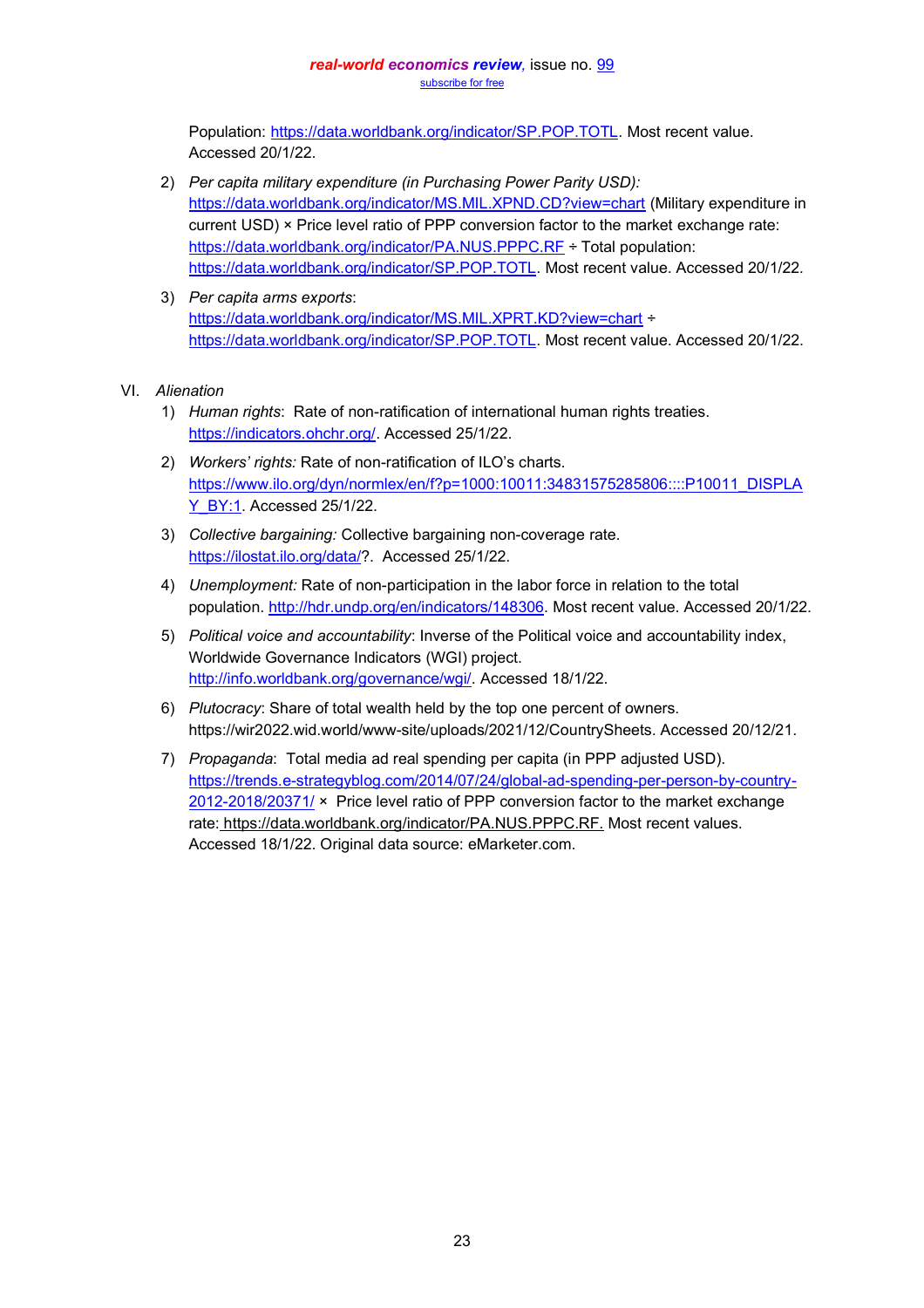Population: https://data.worldbank.org/indicator/SP.POP.TOTL. Most recent value. Accessed 20/1/22.

2) *Per capita military expenditure (in Purchasing Power Parity USD):* https://data.worldbank.org/indicator/MS.MIL.XPND.CD?view=chart (Military expenditure in current USD) × Price level ratio of PPP conversion factor to the market exchange rate: https://data.worldbank.org/indicator/PA.NUS.PPPC.RF ÷ Total population: https://data.worldbank.org/indicator/SP.POP.TOTL. Most recent value. Accessed 20/1/22.

3) *Per capita arms exports*: https://data.worldbank.org/indicator/MS.MIL.XPRT.KD?view=chart ÷ https://data.worldbank.org/indicator/SP.POP.TOTL. Most recent value. Accessed 20/1/22.

VI. *Alienation*

1) *Human rights*: Rate of non-ratification of international human rights treaties. https://indicators.ohchr.org/. Accessed 25/1/22.

2) *Workers' rights:* Rate of non-ratification of ILO's charts. https://www.ilo.org/dyn/normlex/en/f?p=1000:10011:34831575285806::::P10011_DISPLAY_BY:1. Accessed 25/1/22.

3) *Collective bargaining:* Collective bargaining non-coverage rate. https://ilostat.ilo.org/data/?. Accessed 25/1/22.

4) *Unemployment:* Rate of non-participation in the labor force in relation to the total population. http://hdr.undp.org/en/indicators/148306. Most recent value. Accessed 20/1/22.

5) *Political voice and accountability*: Inverse of the Political voice and accountability index, Worldwide Governance Indicators (WGI) project. http://info.worldbank.org/governance/wgi/. Accessed 18/1/22.

6) *Plutocracy*: Share of total wealth held by the top one percent of owners. https://wir2022.wid.world/www-site/uploads/2021/12/CountrySheets. Accessed 20/12/21.

7) *Propaganda*: Total media ad real spending per capita (in PPP adjusted USD). https://trends.e-strategyblog.com/2014/07/24/global-ad-spending-per-person-by-country-2012-2018/20371/ × Price level ratio of PPP conversion factor to the market exchange rate: https://data.worldbank.org/indicator/PA.NUS.PPPC.RF. Most recent values. Accessed 18/1/22. Original data source: eMarketer.com.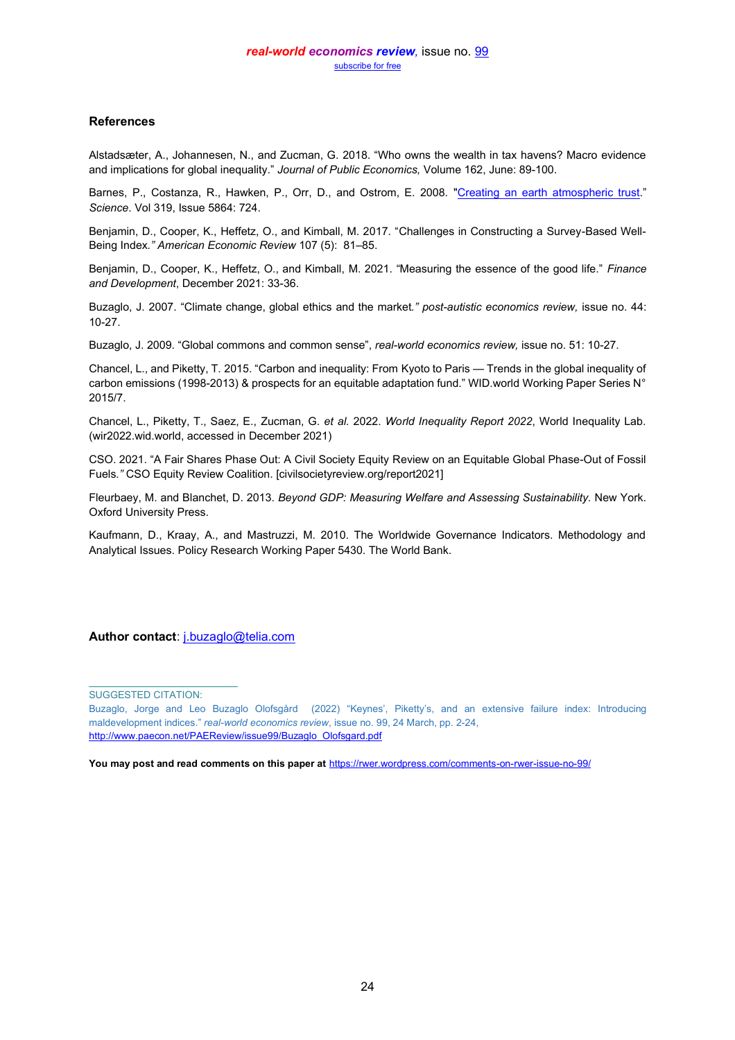## References

Alstadsæter, A., Johannesen, N., and Zucman, G. 2018. "Who owns the wealth in tax havens? Macro evidence and implications for global inequality." *Journal of Public Economics,* Volume 162, June: 89-100.

Barnes, P., Costanza, R., Hawken, P., Orr, D., and Ostrom, E. 2008. "Creating an earth atmospheric trust." *Science*. Vol 319, Issue 5864: 724.

Benjamin, D., Cooper, K., Heffetz, O., and Kimball, M. 2017. "Challenges in Constructing a Survey-Based Well-Being Index." *American Economic Review* 107 (5): 81–85.

Benjamin, D., Cooper, K., Heffetz, O., and Kimball, M. 2021. "Measuring the essence of the good life." *Finance and Development*, December 2021: 33-36.

Buzaglo, J. 2007. "Climate change, global ethics and the market." *post-autistic economics review,* issue no. 44: 10-27.

Buzaglo, J. 2009. "Global commons and common sense", *real-world economics review,* issue no. 51: 10-27.

Chancel, L., and Piketty, T. 2015. "Carbon and inequality: From Kyoto to Paris — Trends in the global inequality of carbon emissions (1998-2013) & prospects for an equitable adaptation fund." WID.world Working Paper Series N° 2015/7.

Chancel, L., Piketty, T., Saez, E., Zucman, G. *et al.* 2022. *World Inequality Report 2022*, World Inequality Lab. (wir2022.wid.world, accessed in December 2021)

CSO. 2021. "A Fair Shares Phase Out: A Civil Society Equity Review on an Equitable Global Phase-Out of Fossil Fuels." CSO Equity Review Coalition. [civilsocietyreview.org/report2021]

Fleurbaey, M. and Blanchet, D. 2013. *Beyond GDP: Measuring Welfare and Assessing Sustainability.* New York. Oxford University Press.

Kaufmann, D., Kraay, A., and Mastruzzi, M. 2010. The Worldwide Governance Indicators. Methodology and Analytical Issues. Policy Research Working Paper 5430. The World Bank.

**Author contact**: j.buzaglo@telia.com

---

SUGGESTED CITATION:
Buzaglo, Jorge and Leo Buzaglo Olofsgård (2022) "Keynes', Piketty's, and an extensive failure index: Introducing maldevelopment indices." *real-world economics review*, issue no. 99, 24 March, pp. 2-24, http://www.paecon.net/PAEReview/issue99/Buzaglo_Olofsgard.pdf

**You may post and read comments on this paper at** https://rwer.wordpress.com/comments-on-rwer-issue-no-99/